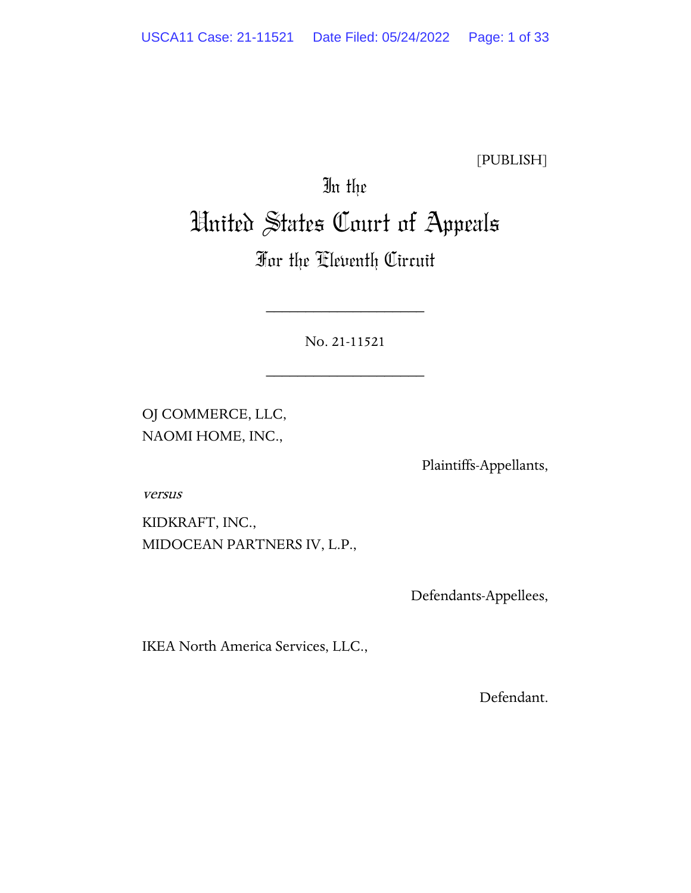[PUBLISH]

# In the United States Court of Appeals
## For the Eleventh Circuit

---

No. 21-11521

---

OJ COMMERCE, LLC,
NAOMI HOME, INC.,

Plaintiffs-Appellants,

*versus*

KIDKRAFT, INC.,
MIDOCEAN PARTNERS IV, L.P.,

Defendants-Appellees,

IKEA North America Services, LLC.,

Defendant.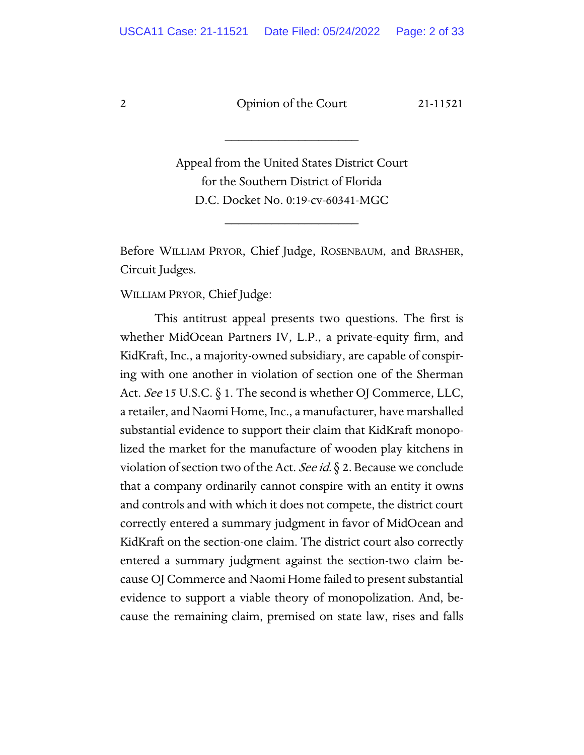______________________

Appeal from the United States District Court
for the Southern District of Florida
D.C. Docket No. 0:19-cv-60341-MGC

______________________

Before WILLIAM PRYOR, Chief Judge, ROSENBAUM, and BRASHER, Circuit Judges.

WILLIAM PRYOR, Chief Judge:

This antitrust appeal presents two questions. The first is whether MidOcean Partners IV, L.P., a private-equity firm, and KidKraft, Inc., a majority-owned subsidiary, are capable of conspiring with one another in violation of section one of the Sherman Act. *See* 15 U.S.C. § 1. The second is whether OJ Commerce, LLC, a retailer, and Naomi Home, Inc., a manufacturer, have marshalled substantial evidence to support their claim that KidKraft monopolized the market for the manufacture of wooden play kitchens in violation of section two of the Act. *See id.* § 2. Because we conclude that a company ordinarily cannot conspire with an entity it owns and controls and with which it does not compete, the district court correctly entered a summary judgment in favor of MidOcean and KidKraft on the section-one claim. The district court also correctly entered a summary judgment against the section-two claim because OJ Commerce and Naomi Home failed to present substantial evidence to support a viable theory of monopolization. And, because the remaining claim, premised on state law, rises and falls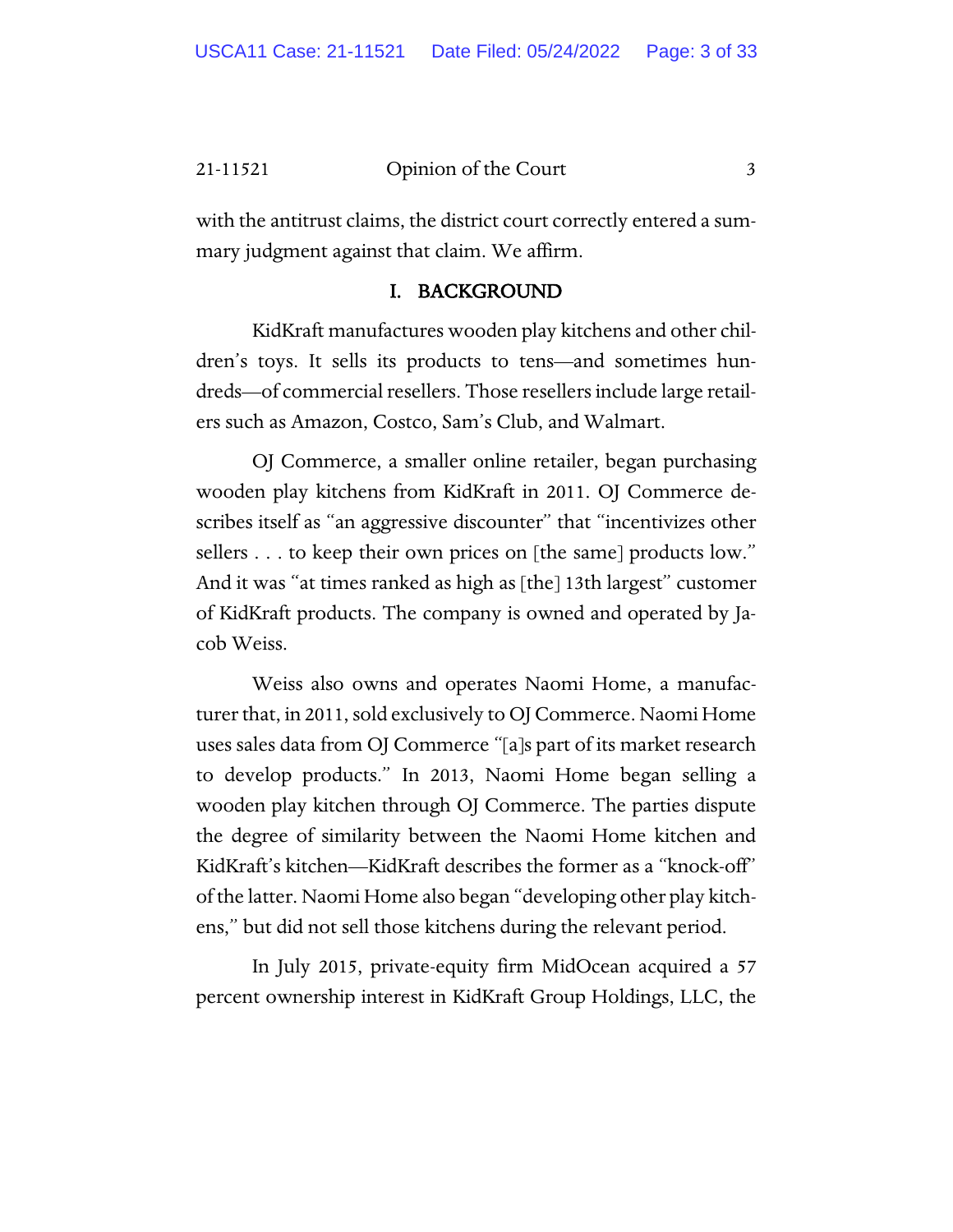with the antitrust claims, the district court correctly entered a summary judgment against that claim. We affirm.

## I. BACKGROUND

KidKraft manufactures wooden play kitchens and other children's toys. It sells its products to tens—and sometimes hundreds—of commercial resellers. Those resellers include large retailers such as Amazon, Costco, Sam's Club, and Walmart.

OJ Commerce, a smaller online retailer, began purchasing wooden play kitchens from KidKraft in 2011. OJ Commerce describes itself as "an aggressive discounter" that "incentivizes other sellers . . . to keep their own prices on [the same] products low." And it was "at times ranked as high as [the] 13th largest" customer of KidKraft products. The company is owned and operated by Jacob Weiss.

Weiss also owns and operates Naomi Home, a manufacturer that, in 2011, sold exclusively to OJ Commerce. Naomi Home uses sales data from OJ Commerce "[a]s part of its market research to develop products." In 2013, Naomi Home began selling a wooden play kitchen through OJ Commerce. The parties dispute the degree of similarity between the Naomi Home kitchen and KidKraft's kitchen—KidKraft describes the former as a "knock-off" of the latter. Naomi Home also began "developing other play kitchens," but did not sell those kitchens during the relevant period.

In July 2015, private-equity firm MidOcean acquired a 57 percent ownership interest in KidKraft Group Holdings, LLC, the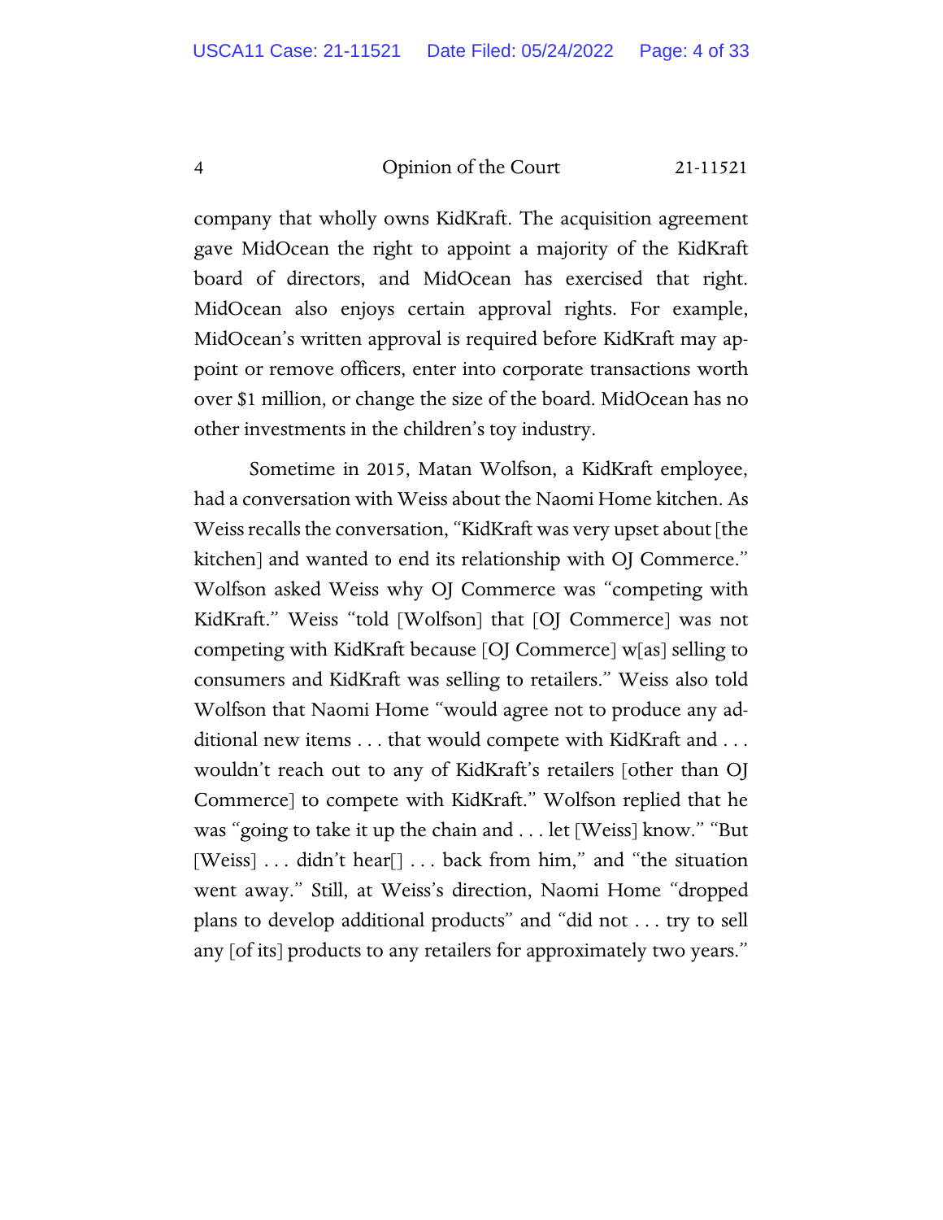company that wholly owns KidKraft. The acquisition agreement gave MidOcean the right to appoint a majority of the KidKraft board of directors, and MidOcean has exercised that right. MidOcean also enjoys certain approval rights. For example, MidOcean's written approval is required before KidKraft may appoint or remove officers, enter into corporate transactions worth over $1 million, or change the size of the board. MidOcean has no other investments in the children's toy industry.

Sometime in 2015, Matan Wolfson, a KidKraft employee, had a conversation with Weiss about the Naomi Home kitchen. As Weiss recalls the conversation, "KidKraft was very upset about [the kitchen] and wanted to end its relationship with OJ Commerce." Wolfson asked Weiss why OJ Commerce was "competing with KidKraft." Weiss "told [Wolfson] that [OJ Commerce] was not competing with KidKraft because [OJ Commerce] w[as] selling to consumers and KidKraft was selling to retailers." Weiss also told Wolfson that Naomi Home "would agree not to produce any additional new items . . . that would compete with KidKraft and . . . wouldn't reach out to any of KidKraft's retailers [other than OJ Commerce] to compete with KidKraft." Wolfson replied that he was "going to take it up the chain and . . . let [Weiss] know." "But [Weiss] . . . didn't hear[] . . . back from him," and "the situation went away." Still, at Weiss's direction, Naomi Home "dropped plans to develop additional products" and "did not . . . try to sell any [of its] products to any retailers for approximately two years."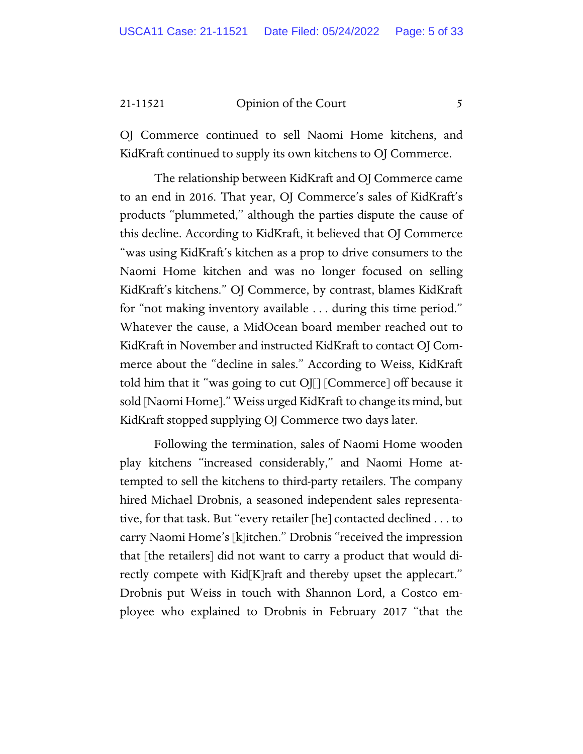OJ Commerce continued to sell Naomi Home kitchens, and KidKraft continued to supply its own kitchens to OJ Commerce.

The relationship between KidKraft and OJ Commerce came to an end in 2016. That year, OJ Commerce's sales of KidKraft's products "plummeted," although the parties dispute the cause of this decline. According to KidKraft, it believed that OJ Commerce "was using KidKraft's kitchen as a prop to drive consumers to the Naomi Home kitchen and was no longer focused on selling KidKraft's kitchens." OJ Commerce, by contrast, blames KidKraft for "not making inventory available . . . during this time period." Whatever the cause, a MidOcean board member reached out to KidKraft in November and instructed KidKraft to contact OJ Commerce about the "decline in sales." According to Weiss, KidKraft told him that it "was going to cut OJ[] [Commerce] off because it sold [Naomi Home]." Weiss urged KidKraft to change its mind, but KidKraft stopped supplying OJ Commerce two days later.

Following the termination, sales of Naomi Home wooden play kitchens "increased considerably," and Naomi Home attempted to sell the kitchens to third-party retailers. The company hired Michael Drobnis, a seasoned independent sales representative, for that task. But "every retailer [he] contacted declined . . . to carry Naomi Home's [k]itchen." Drobnis "received the impression that [the retailers] did not want to carry a product that would directly compete with Kid[K]raft and thereby upset the applecart." Drobnis put Weiss in touch with Shannon Lord, a Costco employee who explained to Drobnis in February 2017 "that the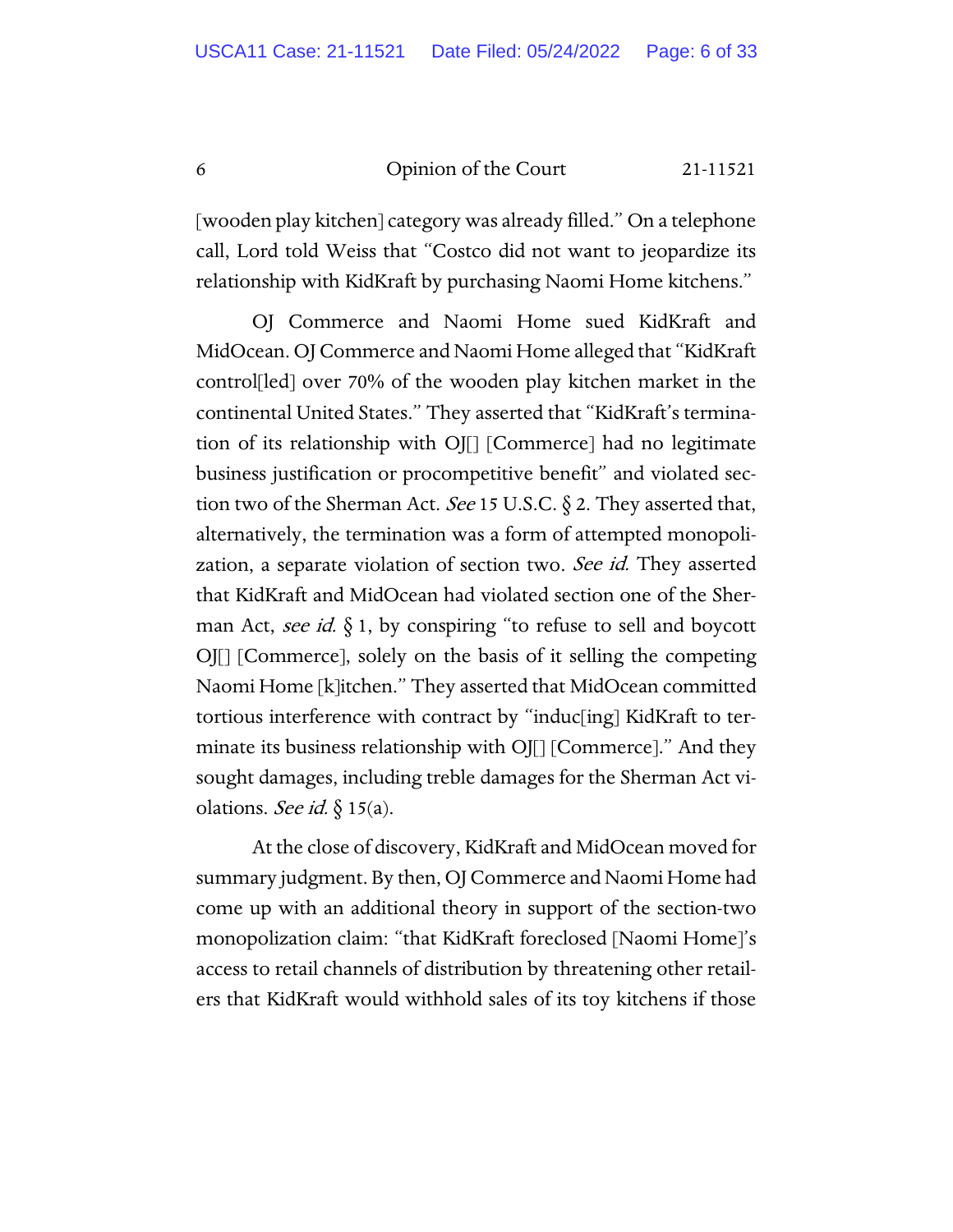[wooden play kitchen] category was already filled." On a telephone call, Lord told Weiss that "Costco did not want to jeopardize its relationship with KidKraft by purchasing Naomi Home kitchens."

OJ Commerce and Naomi Home sued KidKraft and MidOcean. OJ Commerce and Naomi Home alleged that "KidKraft control[led] over 70% of the wooden play kitchen market in the continental United States." They asserted that "KidKraft's termination of its relationship with OJ[] [Commerce] had no legitimate business justification or procompetitive benefit" and violated section two of the Sherman Act. *See* 15 U.S.C. § 2. They asserted that, alternatively, the termination was a form of attempted monopolization, a separate violation of section two. *See id.* They asserted that KidKraft and MidOcean had violated section one of the Sherman Act, *see id.* § 1, by conspiring "to refuse to sell and boycott OJ[] [Commerce], solely on the basis of it selling the competing Naomi Home [k]itchen." They asserted that MidOcean committed tortious interference with contract by "induc[ing] KidKraft to terminate its business relationship with OJ[] [Commerce]." And they sought damages, including treble damages for the Sherman Act violations. *See id.* § 15(a).

At the close of discovery, KidKraft and MidOcean moved for summary judgment. By then, OJ Commerce and Naomi Home had come up with an additional theory in support of the section-two monopolization claim: "that KidKraft foreclosed [Naomi Home]'s access to retail channels of distribution by threatening other retailers that KidKraft would withhold sales of its toy kitchens if those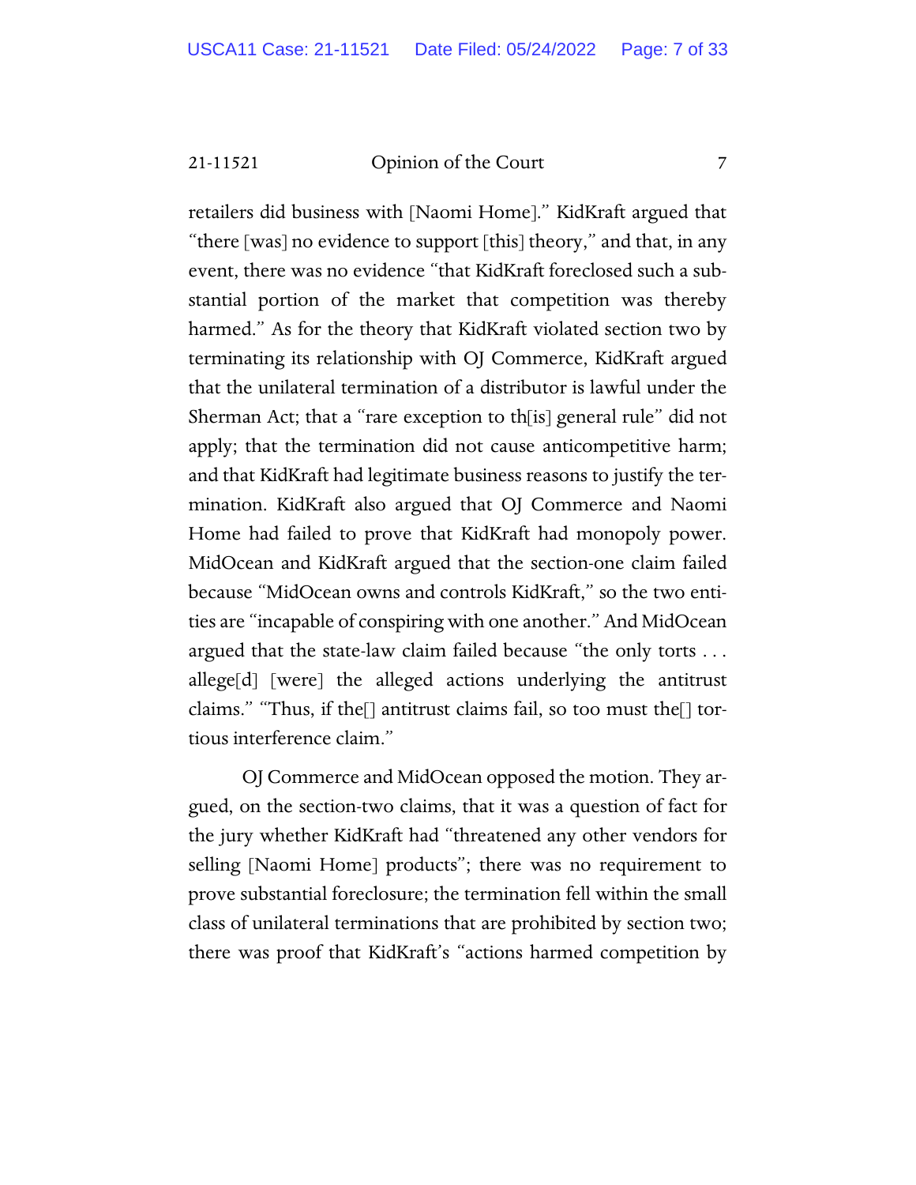retailers did business with [Naomi Home]." KidKraft argued that "there [was] no evidence to support [this] theory," and that, in any event, there was no evidence "that KidKraft foreclosed such a substantial portion of the market that competition was thereby harmed." As for the theory that KidKraft violated section two by terminating its relationship with OJ Commerce, KidKraft argued that the unilateral termination of a distributor is lawful under the Sherman Act; that a "rare exception to th[is] general rule" did not apply; that the termination did not cause anticompetitive harm; and that KidKraft had legitimate business reasons to justify the termination. KidKraft also argued that OJ Commerce and Naomi Home had failed to prove that KidKraft had monopoly power. MidOcean and KidKraft argued that the section-one claim failed because "MidOcean owns and controls KidKraft," so the two entities are "incapable of conspiring with one another." And MidOcean argued that the state-law claim failed because "the only torts . . . allege[d] [were] the alleged actions underlying the antitrust claims." "Thus, if the[] antitrust claims fail, so too must the[] tortious interference claim."

OJ Commerce and MidOcean opposed the motion. They argued, on the section-two claims, that it was a question of fact for the jury whether KidKraft had "threatened any other vendors for selling [Naomi Home] products"; there was no requirement to prove substantial foreclosure; the termination fell within the small class of unilateral terminations that are prohibited by section two; there was proof that KidKraft's "actions harmed competition by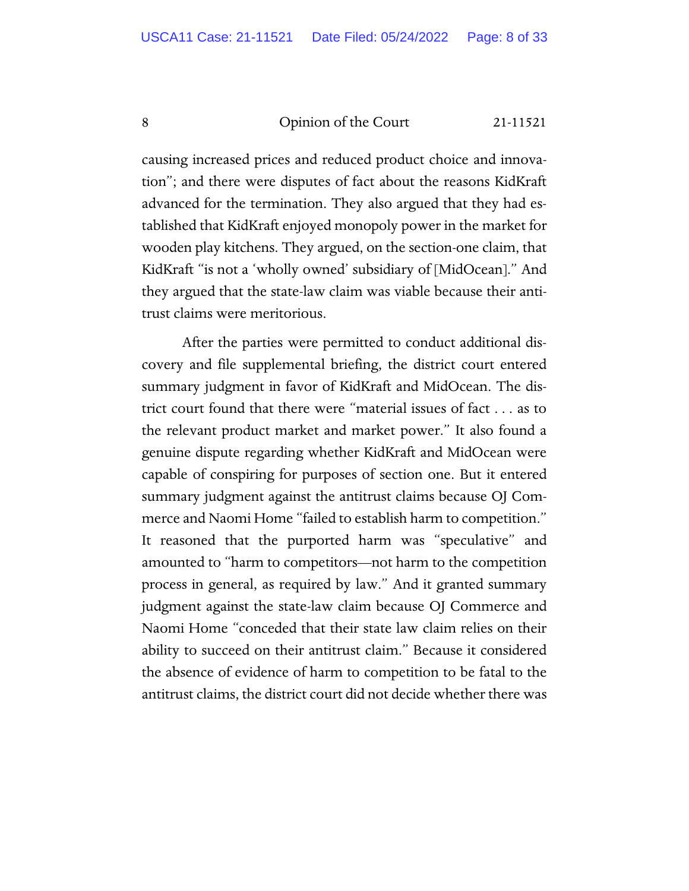causing increased prices and reduced product choice and innovation"; and there were disputes of fact about the reasons KidKraft advanced for the termination. They also argued that they had established that KidKraft enjoyed monopoly power in the market for wooden play kitchens. They argued, on the section-one claim, that KidKraft "is not a 'wholly owned' subsidiary of [MidOcean]." And they argued that the state-law claim was viable because their antitrust claims were meritorious.

After the parties were permitted to conduct additional discovery and file supplemental briefing, the district court entered summary judgment in favor of KidKraft and MidOcean. The district court found that there were "material issues of fact . . . as to the relevant product market and market power." It also found a genuine dispute regarding whether KidKraft and MidOcean were capable of conspiring for purposes of section one. But it entered summary judgment against the antitrust claims because OJ Commerce and Naomi Home "failed to establish harm to competition." It reasoned that the purported harm was "speculative" and amounted to "harm to competitors—not harm to the competition process in general, as required by law." And it granted summary judgment against the state-law claim because OJ Commerce and Naomi Home "conceded that their state law claim relies on their ability to succeed on their antitrust claim." Because it considered the absence of evidence of harm to competition to be fatal to the antitrust claims, the district court did not decide whether there was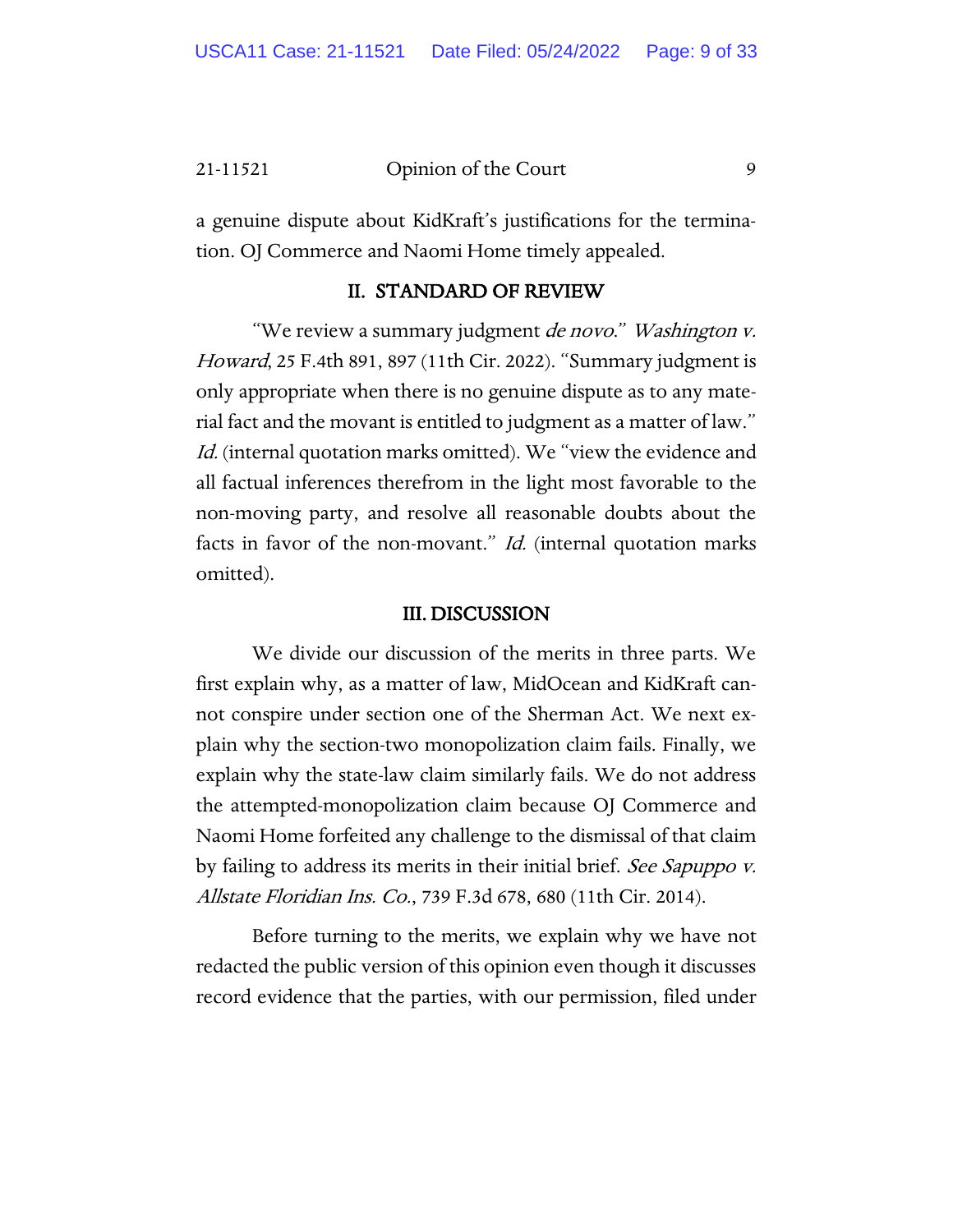a genuine dispute about KidKraft's justifications for the termination. OJ Commerce and Naomi Home timely appealed.

## II. STANDARD OF REVIEW

"We review a summary judgment *de novo*." *Washington v. Howard*, 25 F.4th 891, 897 (11th Cir. 2022). "Summary judgment is only appropriate when there is no genuine dispute as to any material fact and the movant is entitled to judgment as a matter of law." *Id.* (internal quotation marks omitted). We "view the evidence and all factual inferences therefrom in the light most favorable to the non-moving party, and resolve all reasonable doubts about the facts in favor of the non-movant." *Id.* (internal quotation marks omitted).

## III. DISCUSSION

We divide our discussion of the merits in three parts. We first explain why, as a matter of law, MidOcean and KidKraft cannot conspire under section one of the Sherman Act. We next explain why the section-two monopolization claim fails. Finally, we explain why the state-law claim similarly fails. We do not address the attempted-monopolization claim because OJ Commerce and Naomi Home forfeited any challenge to the dismissal of that claim by failing to address its merits in their initial brief. *See Sapuppo v. Allstate Floridian Ins. Co.*, 739 F.3d 678, 680 (11th Cir. 2014).

Before turning to the merits, we explain why we have not redacted the public version of this opinion even though it discusses record evidence that the parties, with our permission, filed under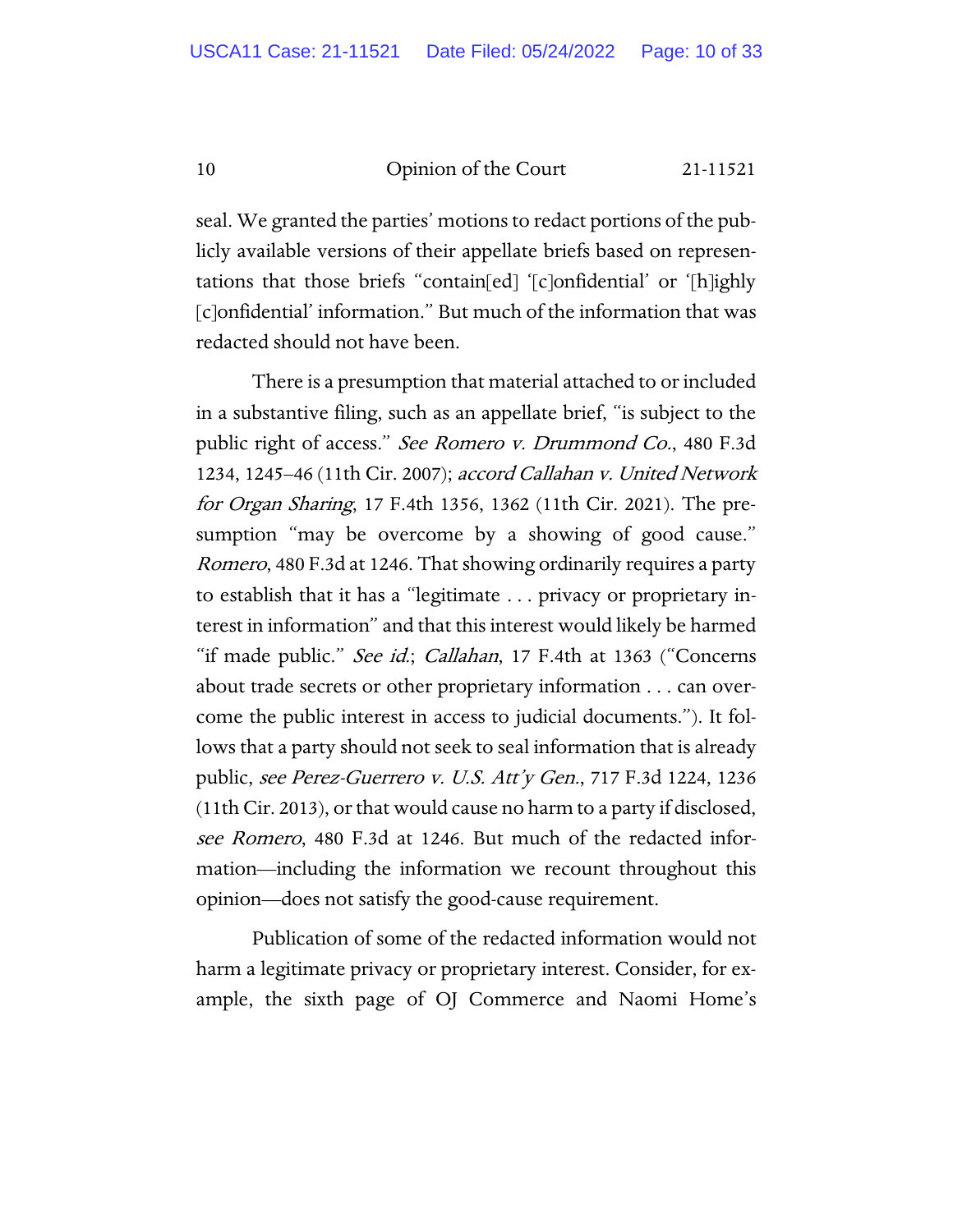seal. We granted the parties' motions to redact portions of the publicly available versions of their appellate briefs based on representations that those briefs "contain[ed] '[c]onfidential' or '[h]ighly [c]onfidential' information." But much of the information that was redacted should not have been.

There is a presumption that material attached to or included in a substantive filing, such as an appellate brief, "is subject to the public right of access." *See Romero v. Drummond Co.*, 480 F.3d 1234, 1245–46 (11th Cir. 2007); *accord Callahan v. United Network for Organ Sharing*, 17 F.4th 1356, 1362 (11th Cir. 2021). The presumption "may be overcome by a showing of good cause." *Romero*, 480 F.3d at 1246. That showing ordinarily requires a party to establish that it has a "legitimate . . . privacy or proprietary interest in information" and that this interest would likely be harmed "if made public." *See id.*; *Callahan*, 17 F.4th at 1363 ("Concerns about trade secrets or other proprietary information . . . can overcome the public interest in access to judicial documents."). It follows that a party should not seek to seal information that is already public, *see Perez-Guerrero v. U.S. Att'y Gen.*, 717 F.3d 1224, 1236 (11th Cir. 2013), or that would cause no harm to a party if disclosed, *see Romero*, 480 F.3d at 1246. But much of the redacted information—including the information we recount throughout this opinion—does not satisfy the good-cause requirement.

Publication of some of the redacted information would not harm a legitimate privacy or proprietary interest. Consider, for example, the sixth page of OJ Commerce and Naomi Home's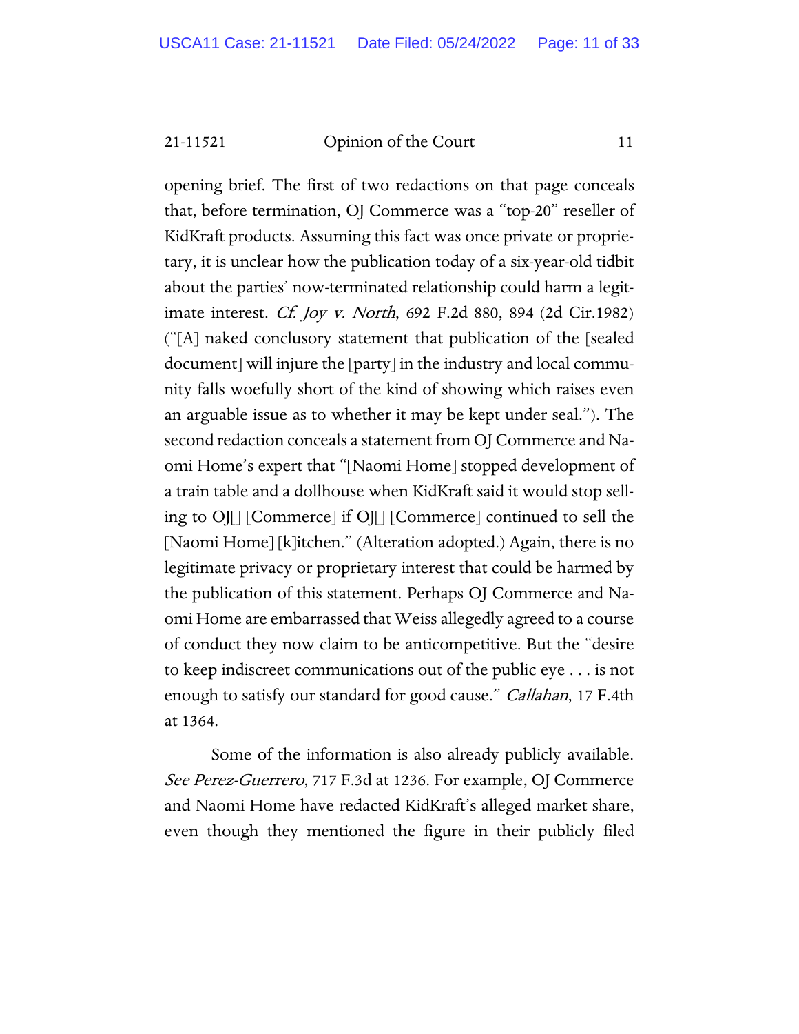opening brief. The first of two redactions on that page conceals that, before termination, OJ Commerce was a "top-20" reseller of KidKraft products. Assuming this fact was once private or proprietary, it is unclear how the publication today of a six-year-old tidbit about the parties' now-terminated relationship could harm a legitimate interest. *Cf. Joy v. North*, 692 F.2d 880, 894 (2d Cir.1982) ("[A] naked conclusory statement that publication of the [sealed document] will injure the [party] in the industry and local community falls woefully short of the kind of showing which raises even an arguable issue as to whether it may be kept under seal."). The second redaction conceals a statement from OJ Commerce and Naomi Home's expert that "[Naomi Home] stopped development of a train table and a dollhouse when KidKraft said it would stop selling to OJ[] [Commerce] if OJ[] [Commerce] continued to sell the [Naomi Home] [k]itchen." (Alteration adopted.) Again, there is no legitimate privacy or proprietary interest that could be harmed by the publication of this statement. Perhaps OJ Commerce and Naomi Home are embarrassed that Weiss allegedly agreed to a course of conduct they now claim to be anticompetitive. But the "desire to keep indiscreet communications out of the public eye . . . is not enough to satisfy our standard for good cause." *Callahan*, 17 F.4th at 1364.

Some of the information is also already publicly available. *See Perez-Guerrero*, 717 F.3d at 1236. For example, OJ Commerce and Naomi Home have redacted KidKraft's alleged market share, even though they mentioned the figure in their publicly filed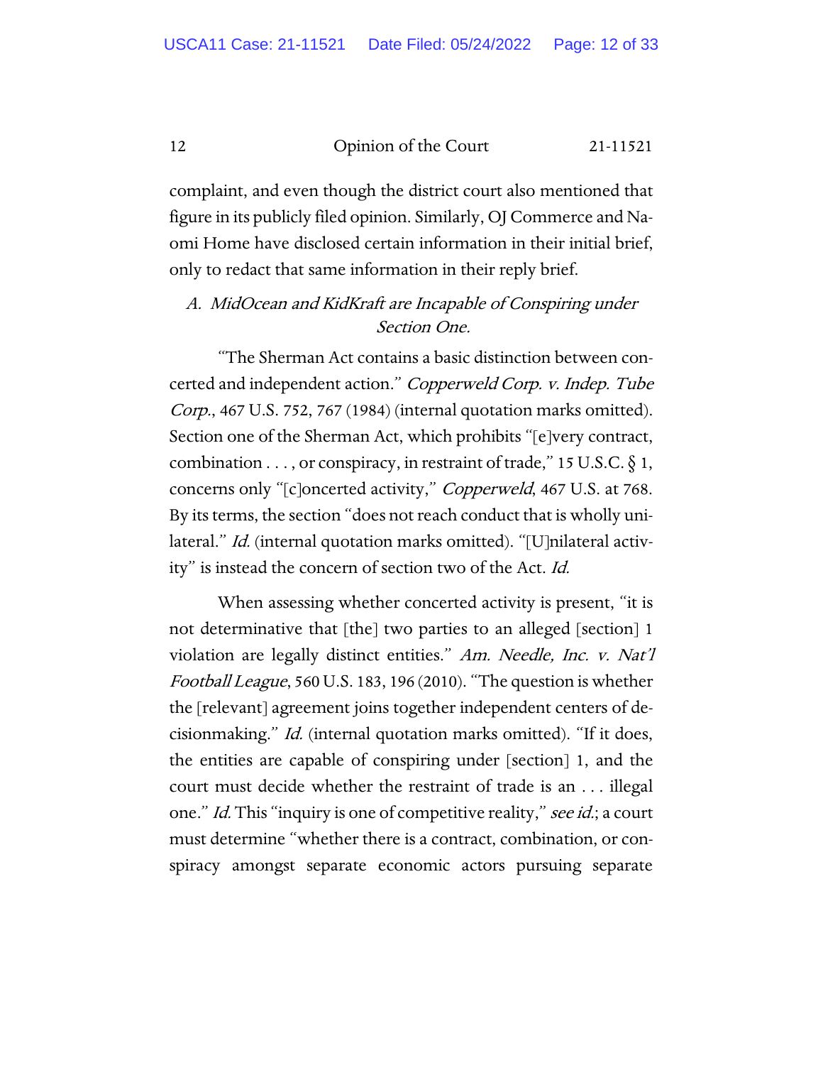complaint, and even though the district court also mentioned that figure in its publicly filed opinion. Similarly, OJ Commerce and Naomi Home have disclosed certain information in their initial brief, only to redact that same information in their reply brief.

### *A. MidOcean and KidKraft are Incapable of Conspiring under Section One.*

"The Sherman Act contains a basic distinction between concerted and independent action." *Copperweld Corp. v. Indep. Tube Corp.*, 467 U.S. 752, 767 (1984) (internal quotation marks omitted). Section one of the Sherman Act, which prohibits "[e]very contract, combination . . . , or conspiracy, in restraint of trade," 15 U.S.C. § 1, concerns only "[c]oncerted activity," *Copperweld*, 467 U.S. at 768. By its terms, the section "does not reach conduct that is wholly unilateral." *Id.* (internal quotation marks omitted). "[U]nilateral activity" is instead the concern of section two of the Act. *Id.*

When assessing whether concerted activity is present, "it is not determinative that [the] two parties to an alleged [section] 1 violation are legally distinct entities." *Am. Needle, Inc. v. Nat'l Football League*, 560 U.S. 183, 196 (2010). "The question is whether the [relevant] agreement joins together independent centers of decisionmaking." *Id.* (internal quotation marks omitted). "If it does, the entities are capable of conspiring under [section] 1, and the court must decide whether the restraint of trade is an . . . illegal one." *Id.* This "inquiry is one of competitive reality," *see id.*; a court must determine "whether there is a contract, combination, or conspiracy amongst separate economic actors pursuing separate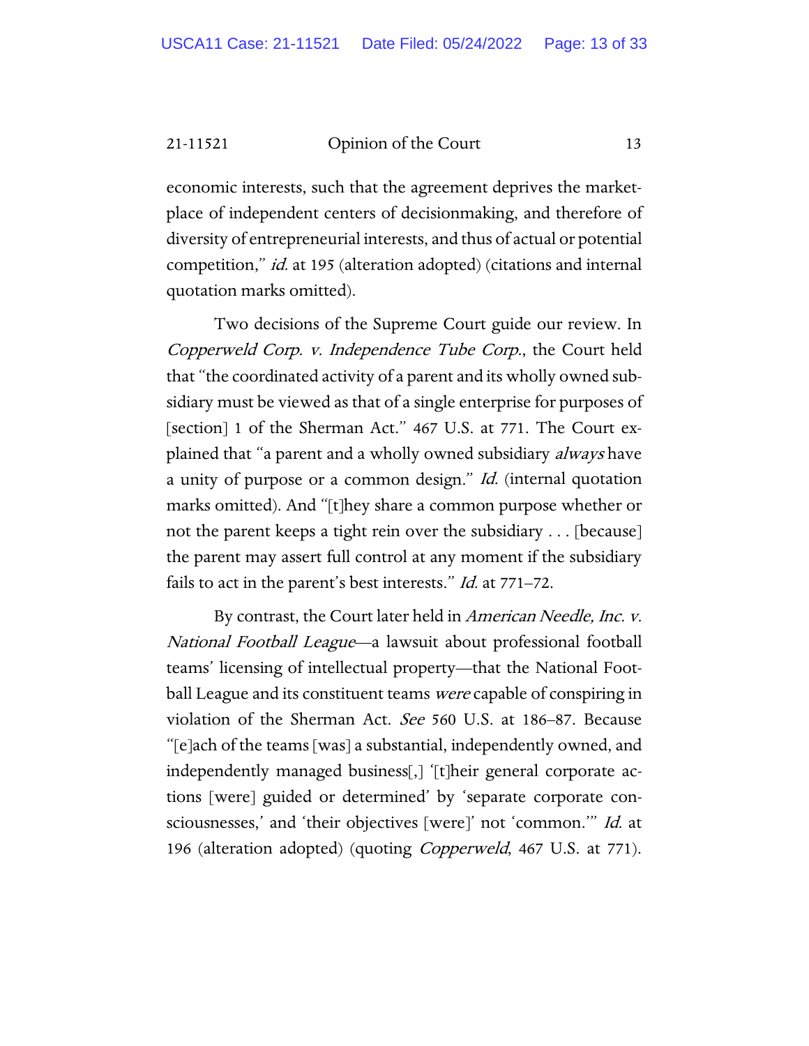economic interests, such that the agreement deprives the marketplace of independent centers of decisionmaking, and therefore of diversity of entrepreneurial interests, and thus of actual or potential competition," *id.* at 195 (alteration adopted) (citations and internal quotation marks omitted).

Two decisions of the Supreme Court guide our review. In *Copperweld Corp. v. Independence Tube Corp.*, the Court held that "the coordinated activity of a parent and its wholly owned subsidiary must be viewed as that of a single enterprise for purposes of [section] 1 of the Sherman Act." 467 U.S. at 771. The Court explained that "a parent and a wholly owned subsidiary *always* have a unity of purpose or a common design." *Id.* (internal quotation marks omitted). And "[t]hey share a common purpose whether or not the parent keeps a tight rein over the subsidiary . . . [because] the parent may assert full control at any moment if the subsidiary fails to act in the parent's best interests." *Id.* at 771–72.

By contrast, the Court later held in *American Needle, Inc. v. National Football League*—a lawsuit about professional football teams' licensing of intellectual property—that the National Football League and its constituent teams *were* capable of conspiring in violation of the Sherman Act. *See* 560 U.S. at 186–87. Because "[e]ach of the teams [was] a substantial, independently owned, and independently managed business[,] '[t]heir general corporate actions [were] guided or determined' by 'separate corporate consciousnesses,' and 'their objectives [were]' not 'common.'" *Id.* at 196 (alteration adopted) (quoting *Copperweld*, 467 U.S. at 771).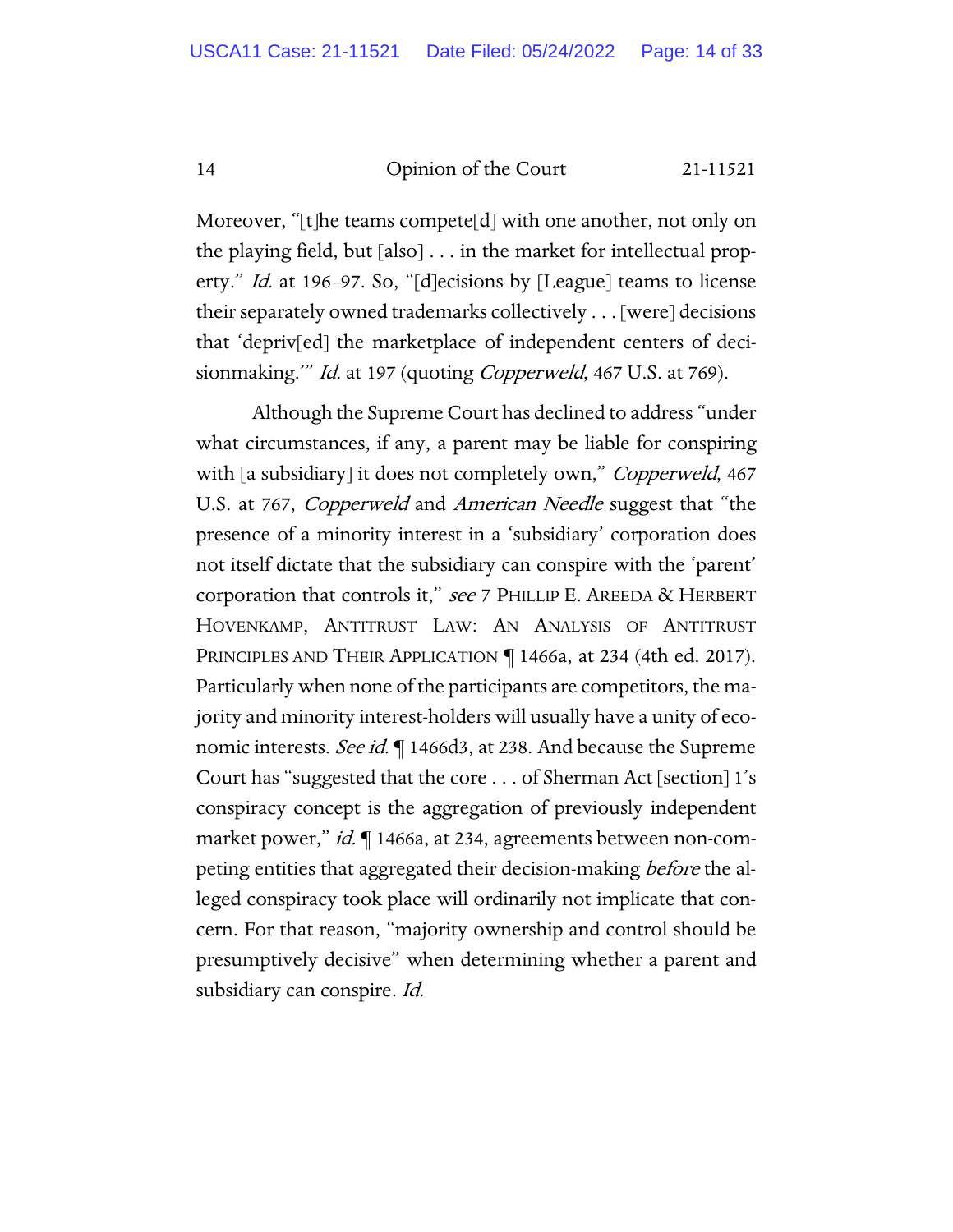Moreover, "[t]he teams compete[d] with one another, not only on the playing field, but [also] . . . in the market for intellectual property." *Id.* at 196–97. So, "[d]ecisions by [League] teams to license their separately owned trademarks collectively . . . [were] decisions that 'depriv[ed] the marketplace of independent centers of decisionmaking.'" *Id.* at 197 (quoting *Copperweld*, 467 U.S. at 769).

Although the Supreme Court has declined to address "under what circumstances, if any, a parent may be liable for conspiring with [a subsidiary] it does not completely own," *Copperweld*, 467 U.S. at 767, *Copperweld* and *American Needle* suggest that "the presence of a minority interest in a 'subsidiary' corporation does not itself dictate that the subsidiary can conspire with the 'parent' corporation that controls it," *see* 7 PHILLIP E. AREEDA & HERBERT HOVENKAMP, ANTITRUST LAW: AN ANALYSIS OF ANTITRUST PRINCIPLES AND THEIR APPLICATION ¶ 1466a, at 234 (4th ed. 2017). Particularly when none of the participants are competitors, the majority and minority interest-holders will usually have a unity of economic interests. *See id.* ¶ 1466d3, at 238. And because the Supreme Court has "suggested that the core . . . of Sherman Act [section] 1's conspiracy concept is the aggregation of previously independent market power," *id.* ¶ 1466a, at 234, agreements between non-competing entities that aggregated their decision-making *before* the alleged conspiracy took place will ordinarily not implicate that concern. For that reason, "majority ownership and control should be presumptively decisive" when determining whether a parent and subsidiary can conspire. *Id.*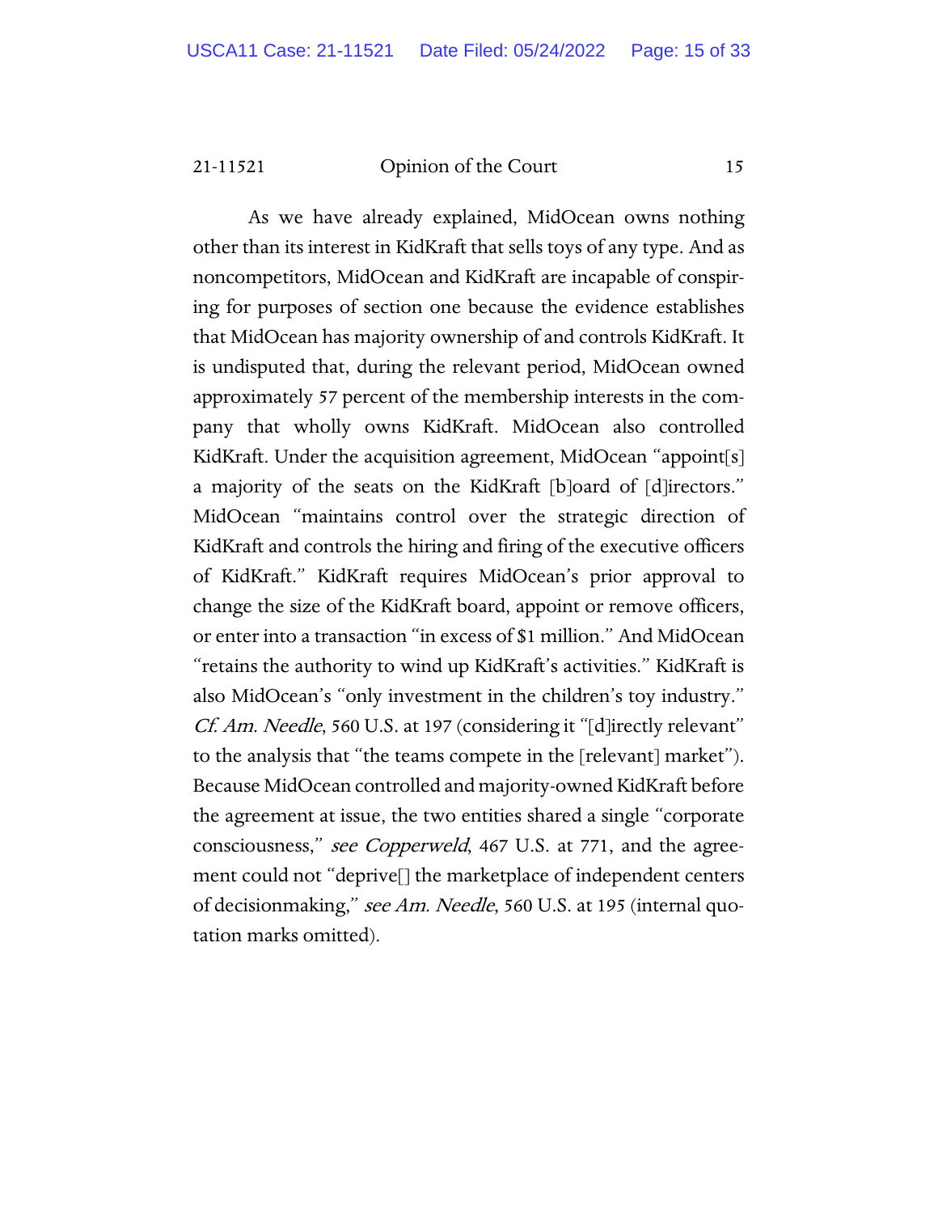As we have already explained, MidOcean owns nothing other than its interest in KidKraft that sells toys of any type. And as noncompetitors, MidOcean and KidKraft are incapable of conspiring for purposes of section one because the evidence establishes that MidOcean has majority ownership of and controls KidKraft. It is undisputed that, during the relevant period, MidOcean owned approximately 57 percent of the membership interests in the company that wholly owns KidKraft. MidOcean also controlled KidKraft. Under the acquisition agreement, MidOcean "appoint[s] a majority of the seats on the KidKraft [b]oard of [d]irectors." MidOcean "maintains control over the strategic direction of KidKraft and controls the hiring and firing of the executive officers of KidKraft." KidKraft requires MidOcean's prior approval to change the size of the KidKraft board, appoint or remove officers, or enter into a transaction "in excess of $1 million." And MidOcean "retains the authority to wind up KidKraft's activities." KidKraft is also MidOcean's "only investment in the children's toy industry." *Cf. Am. Needle*, 560 U.S. at 197 (considering it "[d]irectly relevant" to the analysis that "the teams compete in the [relevant] market"). Because MidOcean controlled and majority-owned KidKraft before the agreement at issue, the two entities shared a single "corporate consciousness," *see Copperweld*, 467 U.S. at 771, and the agreement could not "deprive[] the marketplace of independent centers of decisionmaking," *see Am. Needle*, 560 U.S. at 195 (internal quotation marks omitted).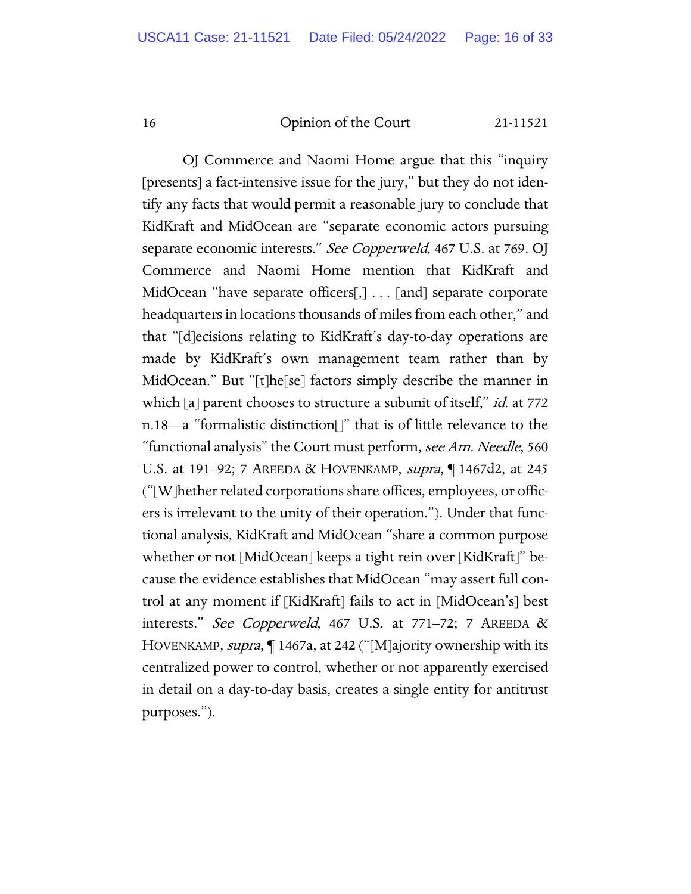OJ Commerce and Naomi Home argue that this "inquiry [presents] a fact-intensive issue for the jury," but they do not identify any facts that would permit a reasonable jury to conclude that KidKraft and MidOcean are "separate economic actors pursuing separate economic interests." *See Copperweld*, 467 U.S. at 769. OJ Commerce and Naomi Home mention that KidKraft and MidOcean "have separate officers[,] . . . [and] separate corporate headquarters in locations thousands of miles from each other," and that "[d]ecisions relating to KidKraft's day-to-day operations are made by KidKraft's own management team rather than by MidOcean." But "[t]he[se] factors simply describe the manner in which [a] parent chooses to structure a subunit of itself," *id.* at 772 n.18—a "formalistic distinction[]" that is of little relevance to the "functional analysis" the Court must perform, *see Am. Needle*, 560 U.S. at 191–92; 7 AREEDA & HOVENKAMP, *supra*, ¶ 1467d2, at 245 ("[W]hether related corporations share offices, employees, or officers is irrelevant to the unity of their operation."). Under that functional analysis, KidKraft and MidOcean "share a common purpose whether or not [MidOcean] keeps a tight rein over [KidKraft]" because the evidence establishes that MidOcean "may assert full control at any moment if [KidKraft] fails to act in [MidOcean's] best interests." *See Copperweld*, 467 U.S. at 771–72; 7 AREEDA & HOVENKAMP, *supra*, ¶ 1467a, at 242 ("[M]ajority ownership with its centralized power to control, whether or not apparently exercised in detail on a day-to-day basis, creates a single entity for antitrust purposes.").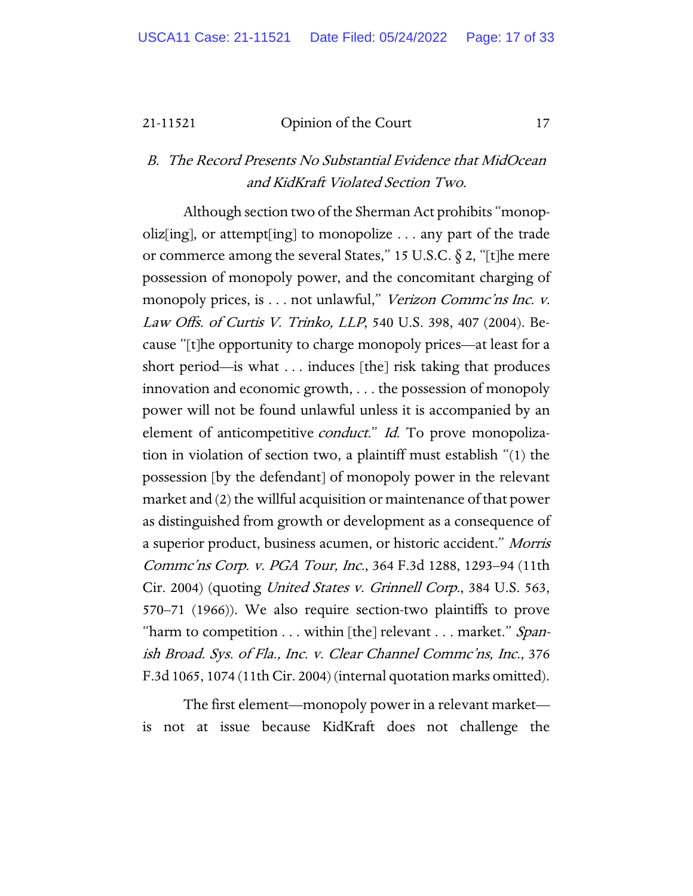### *B. The Record Presents No Substantial Evidence that MidOcean and KidKraft Violated Section Two.*

Although section two of the Sherman Act prohibits "monopoliz[ing], or attempt[ing] to monopolize . . . any part of the trade or commerce among the several States," 15 U.S.C. § 2, "[t]he mere possession of monopoly power, and the concomitant charging of monopoly prices, is . . . not unlawful," *Verizon Commc'ns Inc. v. Law Offs. of Curtis V. Trinko, LLP*, 540 U.S. 398, 407 (2004). Because "[t]he opportunity to charge monopoly prices—at least for a short period—is what . . . induces [the] risk taking that produces innovation and economic growth, . . . the possession of monopoly power will not be found unlawful unless it is accompanied by an element of anticompetitive *conduct*." *Id.* To prove monopolization in violation of section two, a plaintiff must establish "(1) the possession [by the defendant] of monopoly power in the relevant market and (2) the willful acquisition or maintenance of that power as distinguished from growth or development as a consequence of a superior product, business acumen, or historic accident." *Morris Commc'ns Corp. v. PGA Tour, Inc.*, 364 F.3d 1288, 1293–94 (11th Cir. 2004) (quoting *United States v. Grinnell Corp.*, 384 U.S. 563, 570–71 (1966)). We also require section-two plaintiffs to prove "harm to competition . . . within [the] relevant . . . market." *Spanish Broad. Sys. of Fla., Inc. v. Clear Channel Commc'ns, Inc.*, 376 F.3d 1065, 1074 (11th Cir. 2004) (internal quotation marks omitted).

The first element—monopoly power in a relevant market—is not at issue because KidKraft does not challenge the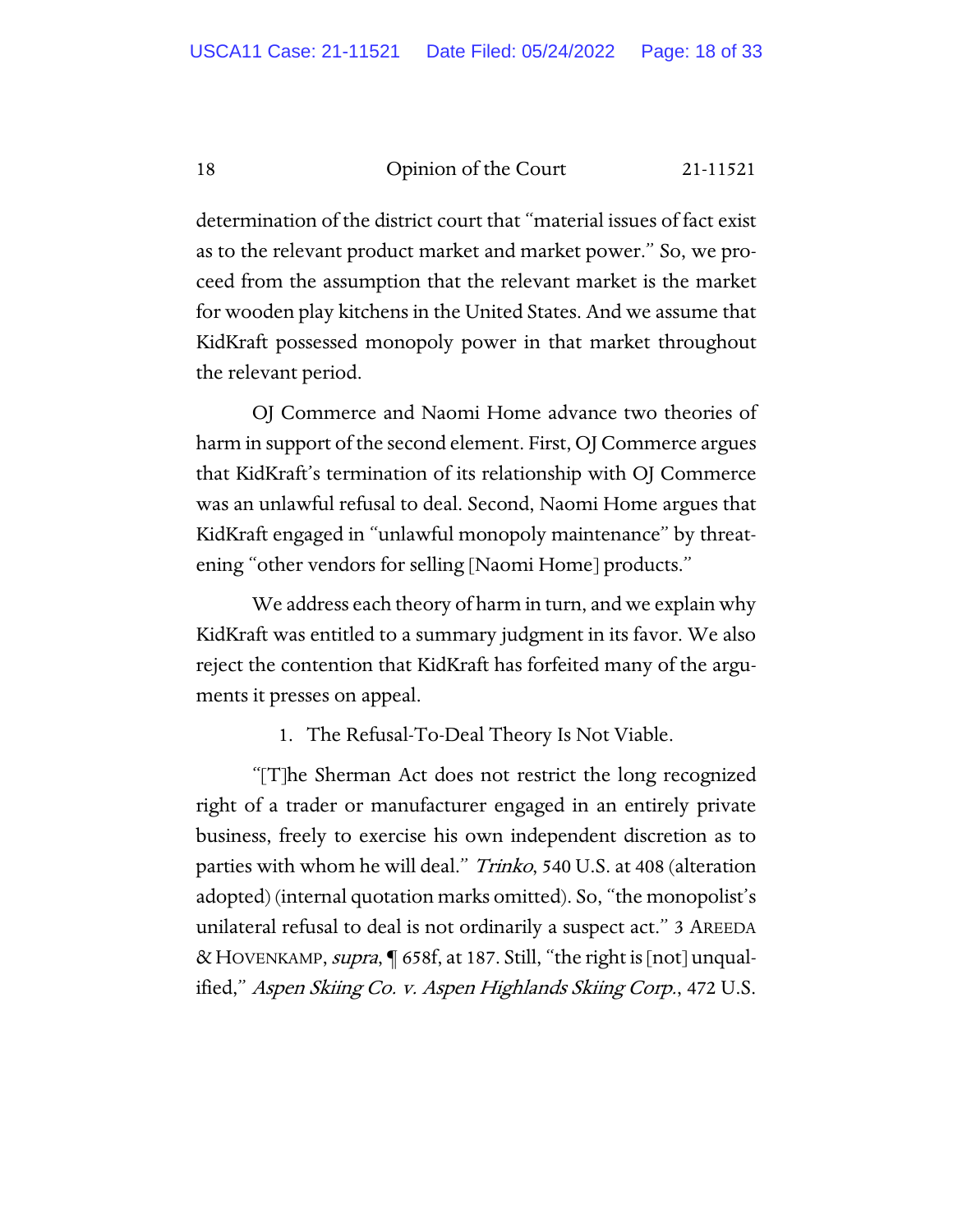determination of the district court that "material issues of fact exist as to the relevant product market and market power." So, we proceed from the assumption that the relevant market is the market for wooden play kitchens in the United States. And we assume that KidKraft possessed monopoly power in that market throughout the relevant period.

OJ Commerce and Naomi Home advance two theories of harm in support of the second element. First, OJ Commerce argues that KidKraft's termination of its relationship with OJ Commerce was an unlawful refusal to deal. Second, Naomi Home argues that KidKraft engaged in "unlawful monopoly maintenance" by threatening "other vendors for selling [Naomi Home] products."

We address each theory of harm in turn, and we explain why KidKraft was entitled to a summary judgment in its favor. We also reject the contention that KidKraft has forfeited many of the arguments it presses on appeal.

1. The Refusal-To-Deal Theory Is Not Viable.

"[T]he Sherman Act does not restrict the long recognized right of a trader or manufacturer engaged in an entirely private business, freely to exercise his own independent discretion as to parties with whom he will deal." *Trinko*, 540 U.S. at 408 (alteration adopted) (internal quotation marks omitted). So, "the monopolist's unilateral refusal to deal is not ordinarily a suspect act." 3 AREEDA & HOVENKAMP, *supra*, ¶ 658f, at 187. Still, "the right is [not] unqualified," *Aspen Skiing Co. v. Aspen Highlands Skiing Corp.*, 472 U.S.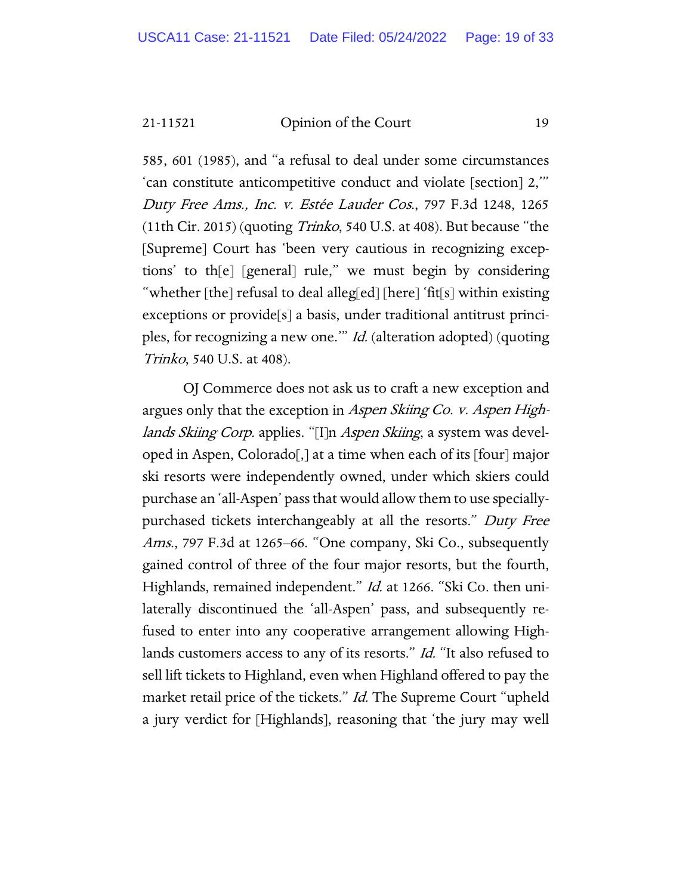585, 601 (1985), and "a refusal to deal under some circumstances 'can constitute anticompetitive conduct and violate [section] 2,'" *Duty Free Ams., Inc. v. Estée Lauder Cos.*, 797 F.3d 1248, 1265 (11th Cir. 2015) (quoting *Trinko*, 540 U.S. at 408). But because "the [Supreme] Court has 'been very cautious in recognizing exceptions' to th[e] [general] rule," we must begin by considering "whether [the] refusal to deal alleg[ed] [here] 'fit[s] within existing exceptions or provide[s] a basis, under traditional antitrust principles, for recognizing a new one.'" *Id.* (alteration adopted) (quoting *Trinko*, 540 U.S. at 408).

OJ Commerce does not ask us to craft a new exception and argues only that the exception in *Aspen Skiing Co. v. Aspen Highlands Skiing Corp.* applies. "[I]n *Aspen Skiing*, a system was developed in Aspen, Colorado[,] at a time when each of its [four] major ski resorts were independently owned, under which skiers could purchase an 'all-Aspen' pass that would allow them to use specially-purchased tickets interchangeably at all the resorts." *Duty Free Ams.*, 797 F.3d at 1265–66. "One company, Ski Co., subsequently gained control of three of the four major resorts, but the fourth, Highlands, remained independent." *Id.* at 1266. "Ski Co. then unilaterally discontinued the 'all-Aspen' pass, and subsequently refused to enter into any cooperative arrangement allowing Highlands customers access to any of its resorts." *Id.* "It also refused to sell lift tickets to Highland, even when Highland offered to pay the market retail price of the tickets." *Id.* The Supreme Court "upheld a jury verdict for [Highlands], reasoning that 'the jury may well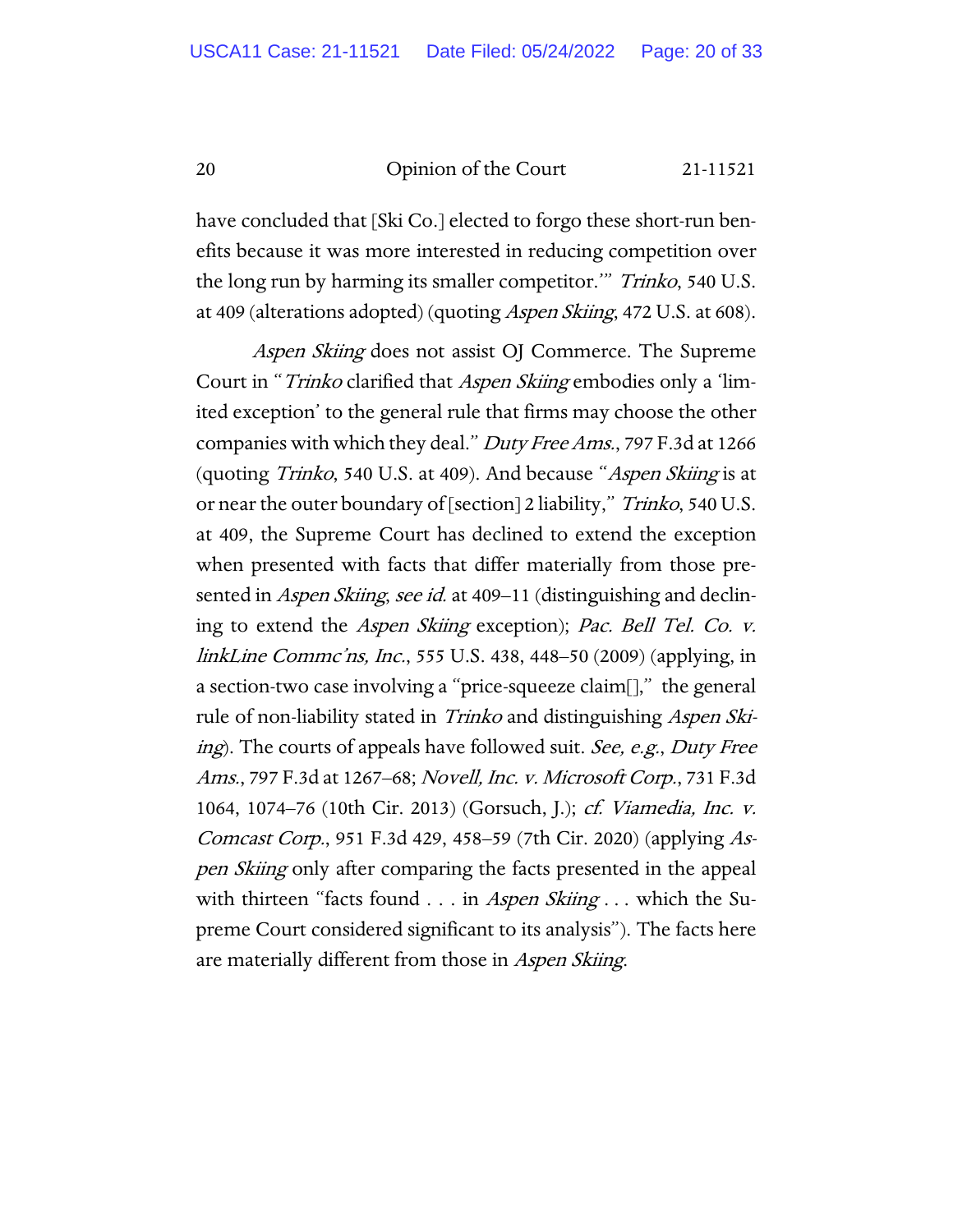have concluded that [Ski Co.] elected to forgo these short-run benefits because it was more interested in reducing competition over the long run by harming its smaller competitor.'" *Trinko*, 540 U.S. at 409 (alterations adopted) (quoting *Aspen Skiing*, 472 U.S. at 608).

*Aspen Skiing* does not assist OJ Commerce. The Supreme Court in "*Trinko* clarified that *Aspen Skiing* embodies only a 'limited exception' to the general rule that firms may choose the other companies with which they deal." *Duty Free Ams.*, 797 F.3d at 1266 (quoting *Trinko*, 540 U.S. at 409). And because "*Aspen Skiing* is at or near the outer boundary of [section] 2 liability," *Trinko*, 540 U.S. at 409, the Supreme Court has declined to extend the exception when presented with facts that differ materially from those presented in *Aspen Skiing*, *see id.* at 409–11 (distinguishing and declining to extend the *Aspen Skiing* exception); *Pac. Bell Tel. Co. v. linkLine Commc'ns, Inc.*, 555 U.S. 438, 448–50 (2009) (applying, in a section-two case involving a "price-squeeze claim[]," the general rule of non-liability stated in *Trinko* and distinguishing *Aspen Skiing*). The courts of appeals have followed suit. *See, e.g.*, *Duty Free Ams.*, 797 F.3d at 1267–68; *Novell, Inc. v. Microsoft Corp.*, 731 F.3d 1064, 1074–76 (10th Cir. 2013) (Gorsuch, J.); *cf. Viamedia, Inc. v. Comcast Corp.*, 951 F.3d 429, 458–59 (7th Cir. 2020) (applying *Aspen Skiing* only after comparing the facts presented in the appeal with thirteen "facts found . . . in *Aspen Skiing* . . . which the Supreme Court considered significant to its analysis"). The facts here are materially different from those in *Aspen Skiing*.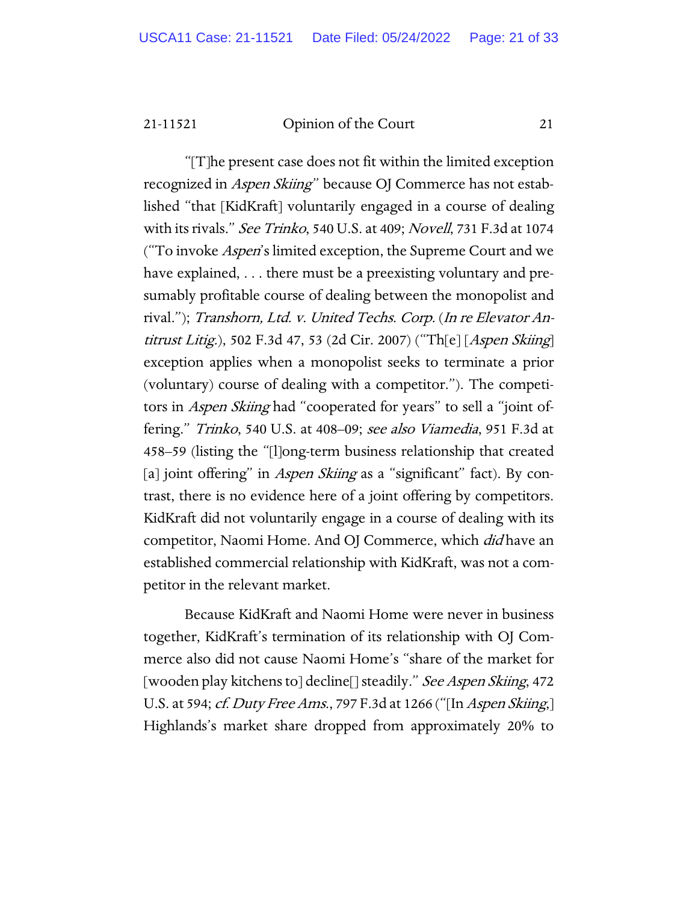"[T]he present case does not fit within the limited exception recognized in *Aspen Skiing*" because OJ Commerce has not established "that [KidKraft] voluntarily engaged in a course of dealing with its rivals." *See Trinko*, 540 U.S. at 409; *Novell*, 731 F.3d at 1074 ("To invoke *Aspen*'s limited exception, the Supreme Court and we have explained, . . . there must be a preexisting voluntary and presumably profitable course of dealing between the monopolist and rival."); *Transhorn, Ltd. v. United Techs. Corp.* (*In re Elevator Antitrust Litig.*), 502 F.3d 47, 53 (2d Cir. 2007) ("Th[e] [*Aspen Skiing*] exception applies when a monopolist seeks to terminate a prior (voluntary) course of dealing with a competitor."). The competitors in *Aspen Skiing* had "cooperated for years" to sell a "joint offering." *Trinko*, 540 U.S. at 408–09; *see also Viamedia*, 951 F.3d at 458–59 (listing the "[l]ong-term business relationship that created [a] joint offering" in *Aspen Skiing* as a "significant" fact). By contrast, there is no evidence here of a joint offering by competitors. KidKraft did not voluntarily engage in a course of dealing with its competitor, Naomi Home. And OJ Commerce, which *did* have an established commercial relationship with KidKraft, was not a competitor in the relevant market.

Because KidKraft and Naomi Home were never in business together, KidKraft's termination of its relationship with OJ Commerce also did not cause Naomi Home's "share of the market for [wooden play kitchens to] decline[] steadily." *See Aspen Skiing*, 472 U.S. at 594; *cf. Duty Free Ams.*, 797 F.3d at 1266 ("[In *Aspen Skiing*,] Highlands's market share dropped from approximately 20% to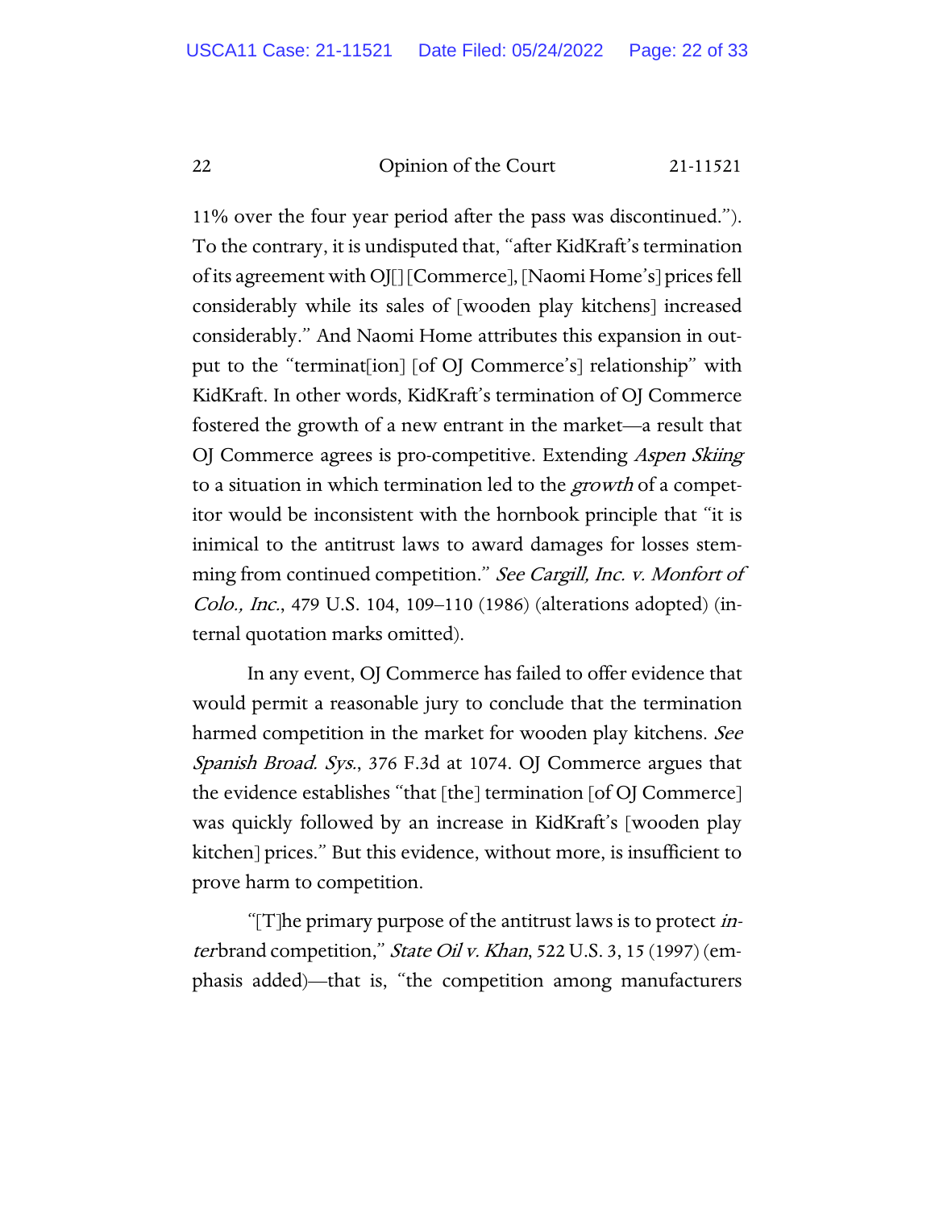11% over the four year period after the pass was discontinued."). To the contrary, it is undisputed that, "after KidKraft's termination of its agreement with OJ[] [Commerce], [Naomi Home's] prices fell considerably while its sales of [wooden play kitchens] increased considerably." And Naomi Home attributes this expansion in output to the "terminat[ion] [of OJ Commerce's] relationship" with KidKraft. In other words, KidKraft's termination of OJ Commerce fostered the growth of a new entrant in the market—a result that OJ Commerce agrees is pro-competitive. Extending *Aspen Skiing* to a situation in which termination led to the *growth* of a competitor would be inconsistent with the hornbook principle that "it is inimical to the antitrust laws to award damages for losses stemming from continued competition." *See Cargill, Inc. v. Monfort of Colo., Inc.*, 479 U.S. 104, 109–110 (1986) (alterations adopted) (internal quotation marks omitted).

In any event, OJ Commerce has failed to offer evidence that would permit a reasonable jury to conclude that the termination harmed competition in the market for wooden play kitchens. *See Spanish Broad. Sys.*, 376 F.3d at 1074. OJ Commerce argues that the evidence establishes "that [the] termination [of OJ Commerce] was quickly followed by an increase in KidKraft's [wooden play kitchen] prices." But this evidence, without more, is insufficient to prove harm to competition.

"[T]he primary purpose of the antitrust laws is to protect *inter*brand competition," *State Oil v. Khan*, 522 U.S. 3, 15 (1997) (emphasis added)—that is, "the competition among manufacturers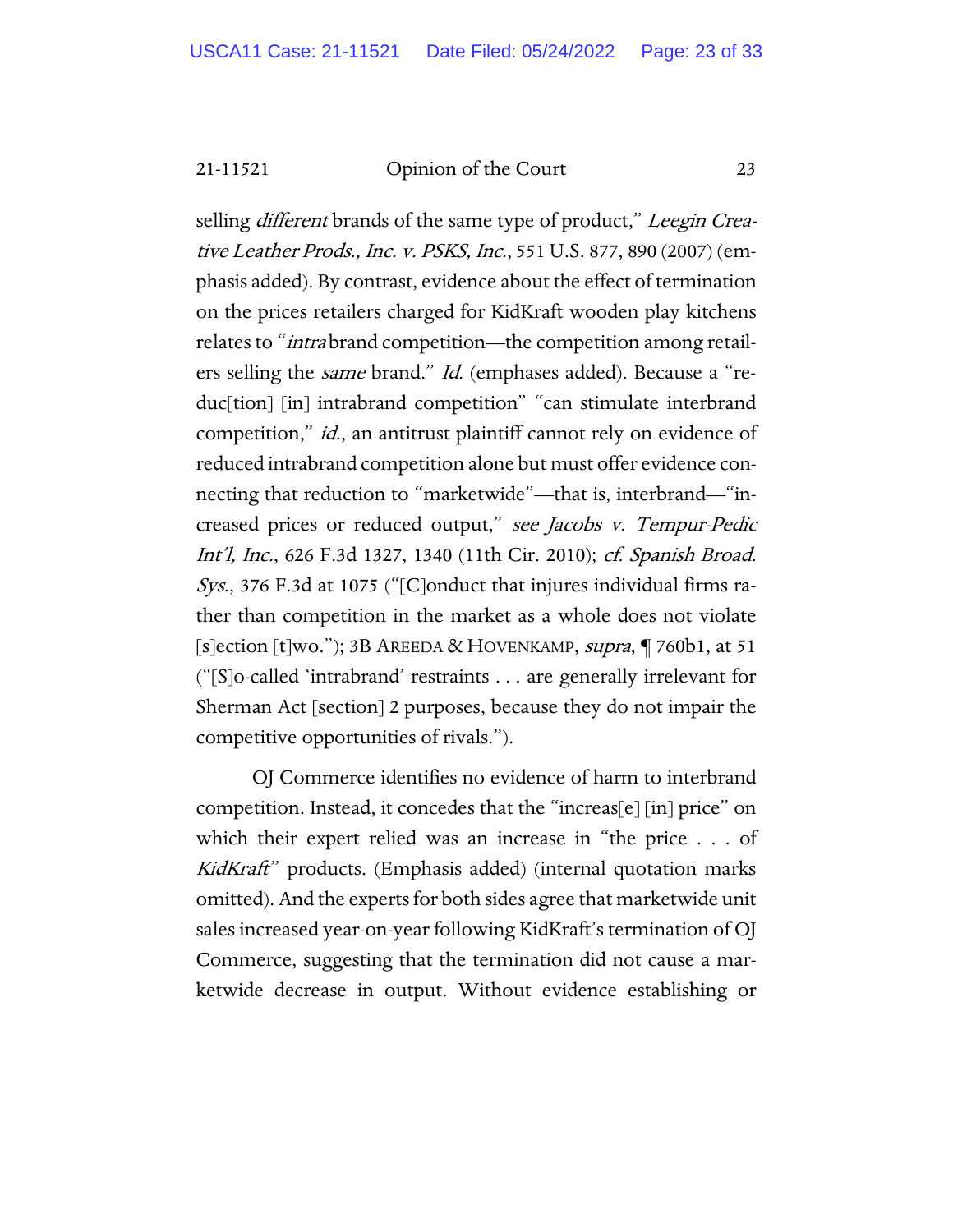selling *different* brands of the same type of product," *Leegin Creative Leather Prods., Inc. v. PSKS, Inc.*, 551 U.S. 877, 890 (2007) (emphasis added). By contrast, evidence about the effect of termination on the prices retailers charged for KidKraft wooden play kitchens relates to "*intra*brand competition—the competition among retailers selling the *same* brand." *Id.* (emphases added). Because a "reduc[tion] [in] intrabrand competition" "can stimulate interbrand competition," *id.*, an antitrust plaintiff cannot rely on evidence of reduced intrabrand competition alone but must offer evidence connecting that reduction to "marketwide"—that is, interbrand—"increased prices or reduced output," *see Jacobs v. Tempur-Pedic Int'l, Inc.*, 626 F.3d 1327, 1340 (11th Cir. 2010); *cf. Spanish Broad. Sys.*, 376 F.3d at 1075 ("[C]onduct that injures individual firms rather than competition in the market as a whole does not violate [s]ection [t]wo."); 3B AREEDA & HOVENKAMP, *supra*, ¶ 760b1, at 51 ("[S]o-called 'intrabrand' restraints . . . are generally irrelevant for Sherman Act [section] 2 purposes, because they do not impair the competitive opportunities of rivals.").

OJ Commerce identifies no evidence of harm to interbrand competition. Instead, it concedes that the "increas[e] [in] price" on which their expert relied was an increase in "the price . . . of *KidKraft*" products. (Emphasis added) (internal quotation marks omitted). And the experts for both sides agree that marketwide unit sales increased year-on-year following KidKraft's termination of OJ Commerce, suggesting that the termination did not cause a marketwide decrease in output. Without evidence establishing or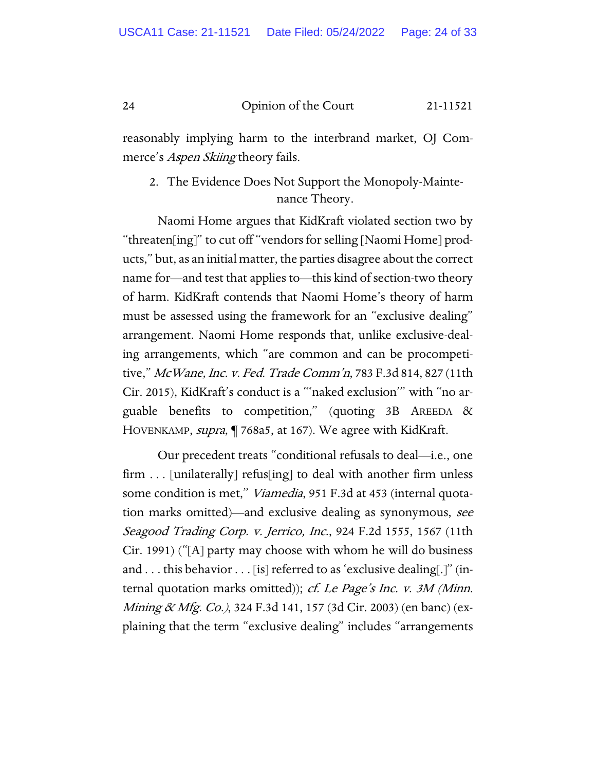reasonably implying harm to the interbrand market, OJ Commerce's *Aspen Skiing* theory fails.

2. The Evidence Does Not Support the Monopoly-Maintenance Theory.

Naomi Home argues that KidKraft violated section two by "threaten[ing]" to cut off "vendors for selling [Naomi Home] products," but, as an initial matter, the parties disagree about the correct name for—and test that applies to—this kind of section-two theory of harm. KidKraft contends that Naomi Home's theory of harm must be assessed using the framework for an "exclusive dealing" arrangement. Naomi Home responds that, unlike exclusive-dealing arrangements, which "are common and can be procompetitive," *McWane, Inc. v. Fed. Trade Comm'n*, 783 F.3d 814, 827 (11th Cir. 2015), KidKraft's conduct is a "'naked exclusion'" with "no arguable benefits to competition," (quoting 3B AREEDA & HOVENKAMP, *supra*, ¶ 768a5, at 167). We agree with KidKraft.

Our precedent treats "conditional refusals to deal—i.e., one firm . . . [unilaterally] refus[ing] to deal with another firm unless some condition is met," *Viamedia*, 951 F.3d at 453 (internal quotation marks omitted)—and exclusive dealing as synonymous, *see Seagood Trading Corp. v. Jerrico, Inc.*, 924 F.2d 1555, 1567 (11th Cir. 1991) ("[A] party may choose with whom he will do business and . . . this behavior . . . [is] referred to as 'exclusive dealing[.]" (internal quotation marks omitted)); *cf. Le Page's Inc. v. 3M (Minn. Mining & Mfg. Co.)*, 324 F.3d 141, 157 (3d Cir. 2003) (en banc) (explaining that the term "exclusive dealing" includes "arrangements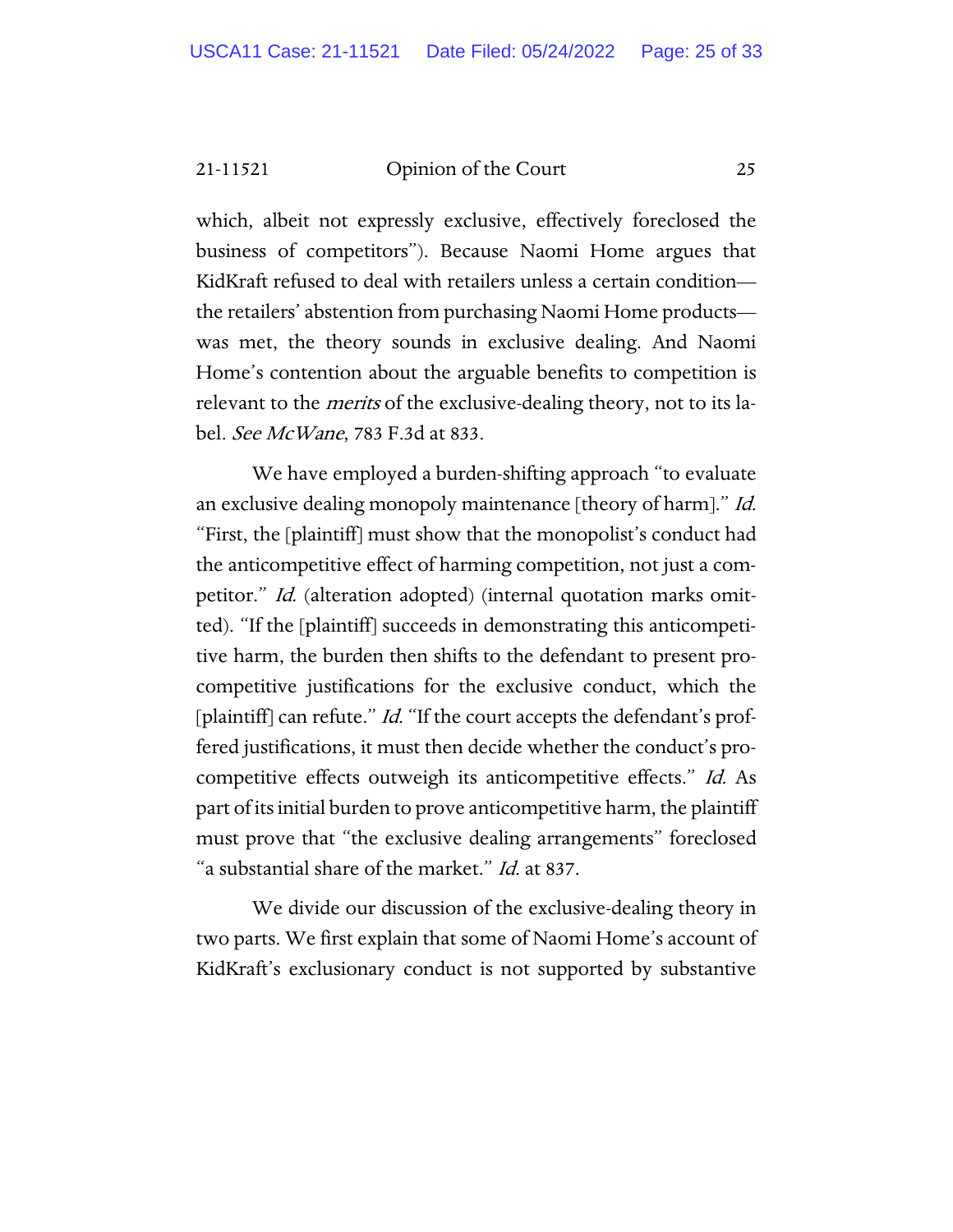which, albeit not expressly exclusive, effectively foreclosed the business of competitors"). Because Naomi Home argues that KidKraft refused to deal with retailers unless a certain condition—the retailers' abstention from purchasing Naomi Home products—was met, the theory sounds in exclusive dealing. And Naomi Home's contention about the arguable benefits to competition is relevant to the *merits* of the exclusive-dealing theory, not to its label. *See McWane*, 783 F.3d at 833.

We have employed a burden-shifting approach "to evaluate an exclusive dealing monopoly maintenance [theory of harm]." *Id.* "First, the [plaintiff] must show that the monopolist's conduct had the anticompetitive effect of harming competition, not just a competitor." *Id.* (alteration adopted) (internal quotation marks omitted). "If the [plaintiff] succeeds in demonstrating this anticompetitive harm, the burden then shifts to the defendant to present procompetitive justifications for the exclusive conduct, which the [plaintiff] can refute." *Id.* "If the court accepts the defendant's proffered justifications, it must then decide whether the conduct's procompetitive effects outweigh its anticompetitive effects." *Id.* As part of its initial burden to prove anticompetitive harm, the plaintiff must prove that "the exclusive dealing arrangements" foreclosed "a substantial share of the market." *Id.* at 837.

We divide our discussion of the exclusive-dealing theory in two parts. We first explain that some of Naomi Home's account of KidKraft's exclusionary conduct is not supported by substantive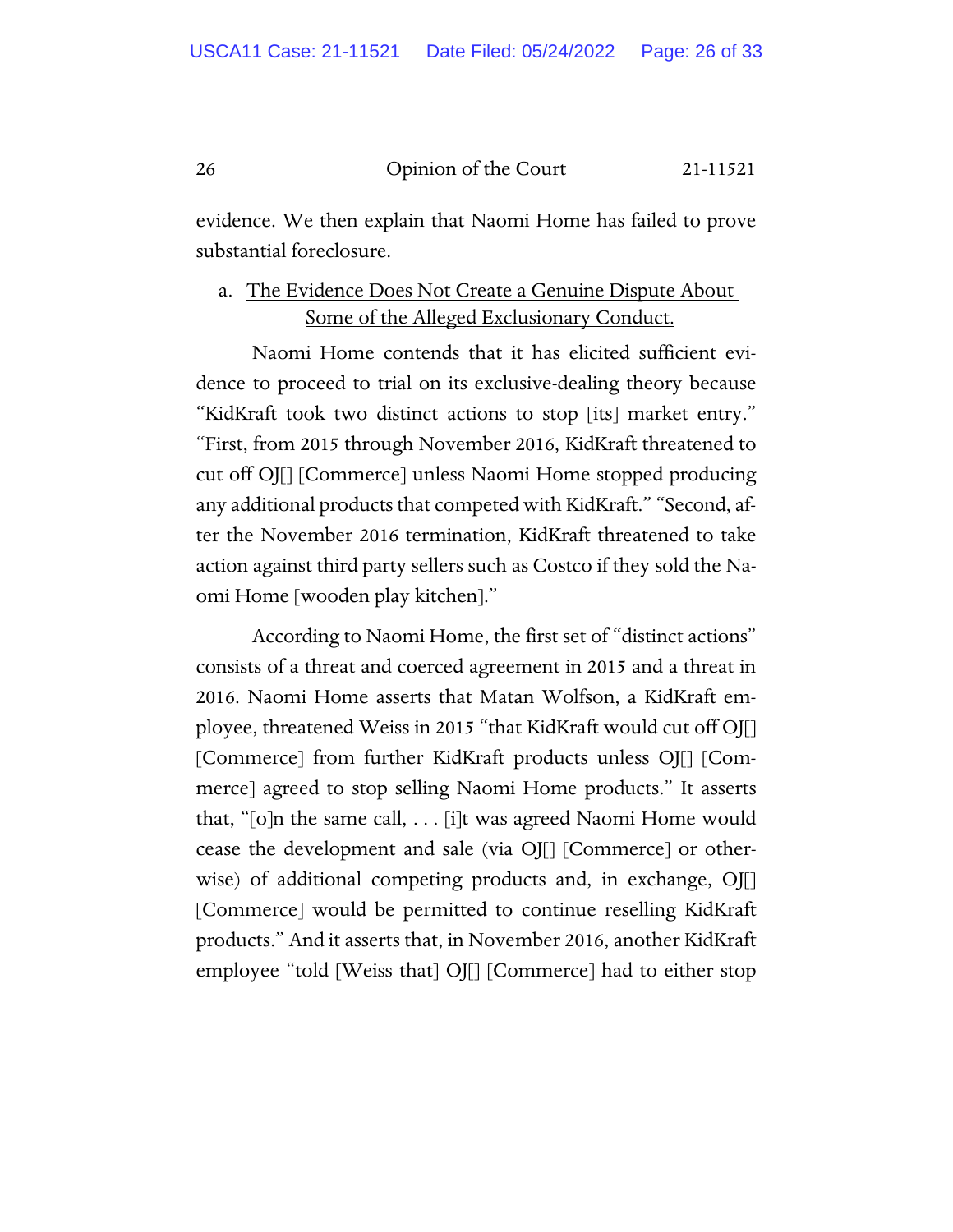evidence. We then explain that Naomi Home has failed to prove substantial foreclosure.

a. The Evidence Does Not Create a Genuine Dispute About Some of the Alleged Exclusionary Conduct.

Naomi Home contends that it has elicited sufficient evidence to proceed to trial on its exclusive-dealing theory because "KidKraft took two distinct actions to stop [its] market entry." "First, from 2015 through November 2016, KidKraft threatened to cut off OJ[] [Commerce] unless Naomi Home stopped producing any additional products that competed with KidKraft." "Second, after the November 2016 termination, KidKraft threatened to take action against third party sellers such as Costco if they sold the Naomi Home [wooden play kitchen]."

According to Naomi Home, the first set of "distinct actions" consists of a threat and coerced agreement in 2015 and a threat in 2016. Naomi Home asserts that Matan Wolfson, a KidKraft employee, threatened Weiss in 2015 "that KidKraft would cut off OJ[] [Commerce] from further KidKraft products unless OJ[] [Commerce] agreed to stop selling Naomi Home products." It asserts that, "[o]n the same call, . . . [i]t was agreed Naomi Home would cease the development and sale (via OJ[] [Commerce] or otherwise) of additional competing products and, in exchange, OJ[] [Commerce] would be permitted to continue reselling KidKraft products." And it asserts that, in November 2016, another KidKraft employee "told [Weiss that] OJ[] [Commerce] had to either stop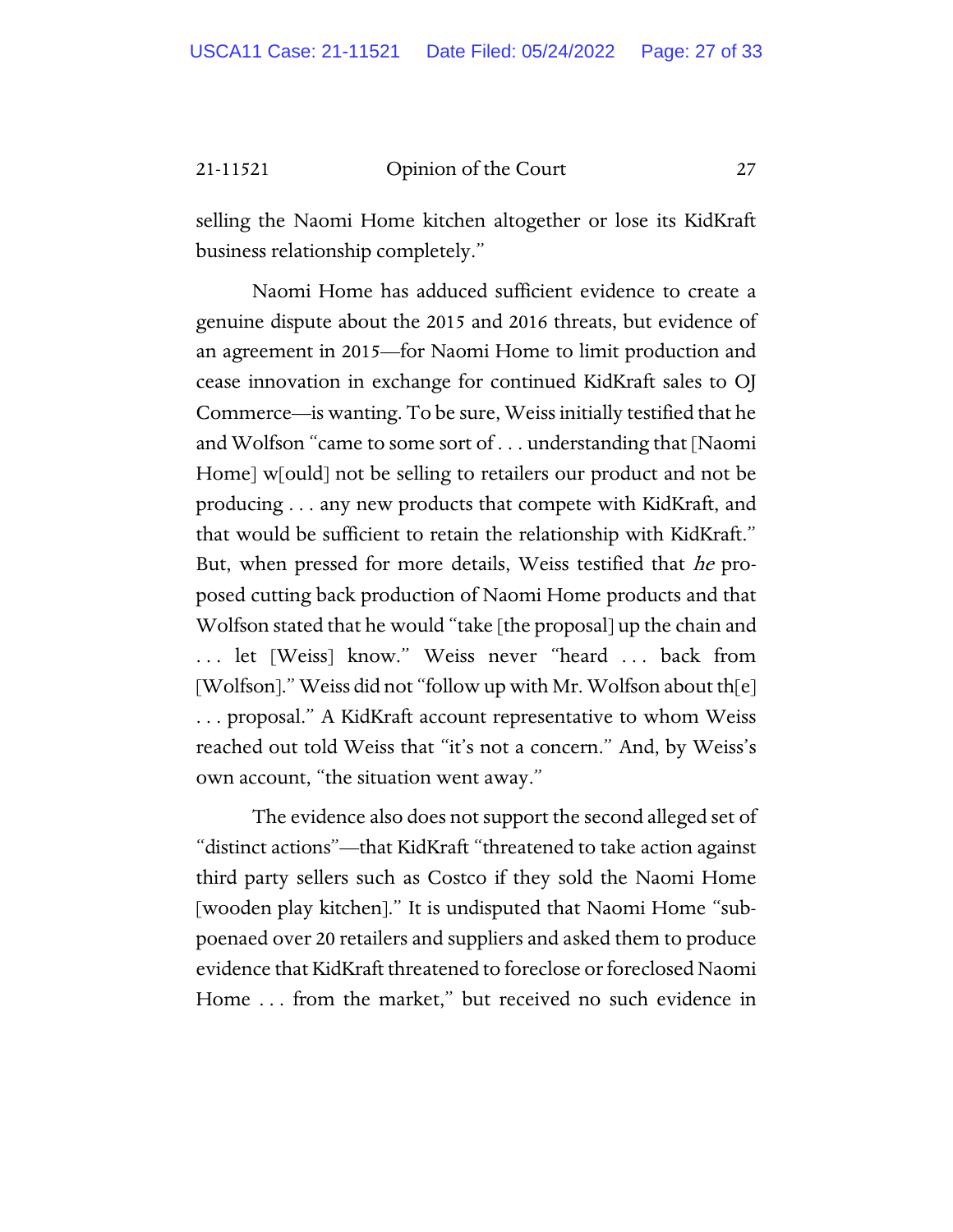selling the Naomi Home kitchen altogether or lose its KidKraft business relationship completely."

Naomi Home has adduced sufficient evidence to create a genuine dispute about the 2015 and 2016 threats, but evidence of an agreement in 2015—for Naomi Home to limit production and cease innovation in exchange for continued KidKraft sales to OJ Commerce—is wanting. To be sure, Weiss initially testified that he and Wolfson "came to some sort of . . . understanding that [Naomi Home] w[ould] not be selling to retailers our product and not be producing . . . any new products that compete with KidKraft, and that would be sufficient to retain the relationship with KidKraft." But, when pressed for more details, Weiss testified that *he* proposed cutting back production of Naomi Home products and that Wolfson stated that he would "take [the proposal] up the chain and . . . let [Weiss] know." Weiss never "heard . . . back from [Wolfson]." Weiss did not "follow up with Mr. Wolfson about th[e] . . . proposal." A KidKraft account representative to whom Weiss reached out told Weiss that "it's not a concern." And, by Weiss's own account, "the situation went away."

The evidence also does not support the second alleged set of "distinct actions"—that KidKraft "threatened to take action against third party sellers such as Costco if they sold the Naomi Home [wooden play kitchen]." It is undisputed that Naomi Home "subpoenaed over 20 retailers and suppliers and asked them to produce evidence that KidKraft threatened to foreclose or foreclosed Naomi Home . . . from the market," but received no such evidence in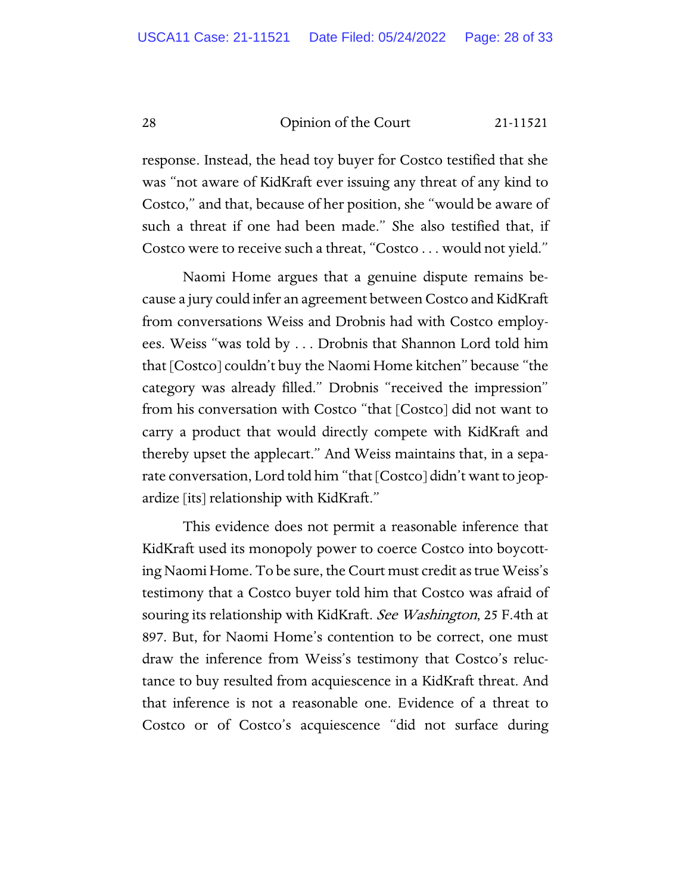response. Instead, the head toy buyer for Costco testified that she was "not aware of KidKraft ever issuing any threat of any kind to Costco," and that, because of her position, she "would be aware of such a threat if one had been made." She also testified that, if Costco were to receive such a threat, "Costco . . . would not yield."

Naomi Home argues that a genuine dispute remains because a jury could infer an agreement between Costco and KidKraft from conversations Weiss and Drobnis had with Costco employees. Weiss "was told by . . . Drobnis that Shannon Lord told him that [Costco] couldn't buy the Naomi Home kitchen" because "the category was already filled." Drobnis "received the impression" from his conversation with Costco "that [Costco] did not want to carry a product that would directly compete with KidKraft and thereby upset the applecart." And Weiss maintains that, in a separate conversation, Lord told him "that [Costco] didn't want to jeopardize [its] relationship with KidKraft."

This evidence does not permit a reasonable inference that KidKraft used its monopoly power to coerce Costco into boycotting Naomi Home. To be sure, the Court must credit as true Weiss's testimony that a Costco buyer told him that Costco was afraid of souring its relationship with KidKraft. *See Washington*, 25 F.4th at 897. But, for Naomi Home's contention to be correct, one must draw the inference from Weiss's testimony that Costco's reluctance to buy resulted from acquiescence in a KidKraft threat. And that inference is not a reasonable one. Evidence of a threat to Costco or of Costco's acquiescence "did not surface during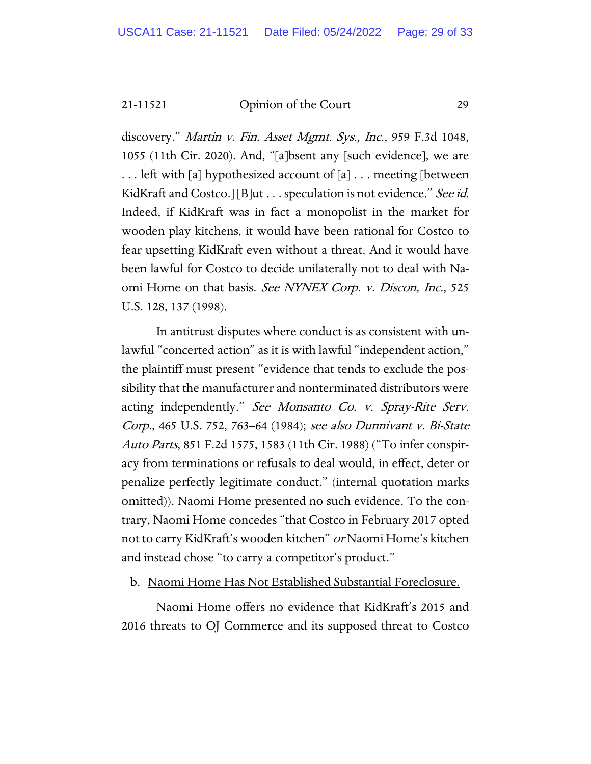discovery." *Martin v. Fin. Asset Mgmt. Sys., Inc.*, 959 F.3d 1048, 1055 (11th Cir. 2020). And, "[a]bsent any [such evidence], we are . . . left with [a] hypothesized account of [a] . . . meeting [between KidKraft and Costco.] [B]ut . . . speculation is not evidence." *See id.* Indeed, if KidKraft was in fact a monopolist in the market for wooden play kitchens, it would have been rational for Costco to fear upsetting KidKraft even without a threat. And it would have been lawful for Costco to decide unilaterally not to deal with Naomi Home on that basis. *See NYNEX Corp. v. Discon, Inc.*, 525 U.S. 128, 137 (1998).

In antitrust disputes where conduct is as consistent with unlawful "concerted action" as it is with lawful "independent action," the plaintiff must present "evidence that tends to exclude the possibility that the manufacturer and nonterminated distributors were acting independently." *See Monsanto Co. v. Spray-Rite Serv. Corp.*, 465 U.S. 752, 763–64 (1984); *see also Dunnivant v. Bi-State Auto Parts*, 851 F.2d 1575, 1583 (11th Cir. 1988) ("To infer conspiracy from terminations or refusals to deal would, in effect, deter or penalize perfectly legitimate conduct." (internal quotation marks omitted)). Naomi Home presented no such evidence. To the contrary, Naomi Home concedes "that Costco in February 2017 opted not to carry KidKraft's wooden kitchen" *or* Naomi Home's kitchen and instead chose "to carry a competitor's product."

b. <u>Naomi Home Has Not Established Substantial Foreclosure.</u>

Naomi Home offers no evidence that KidKraft's 2015 and 2016 threats to OJ Commerce and its supposed threat to Costco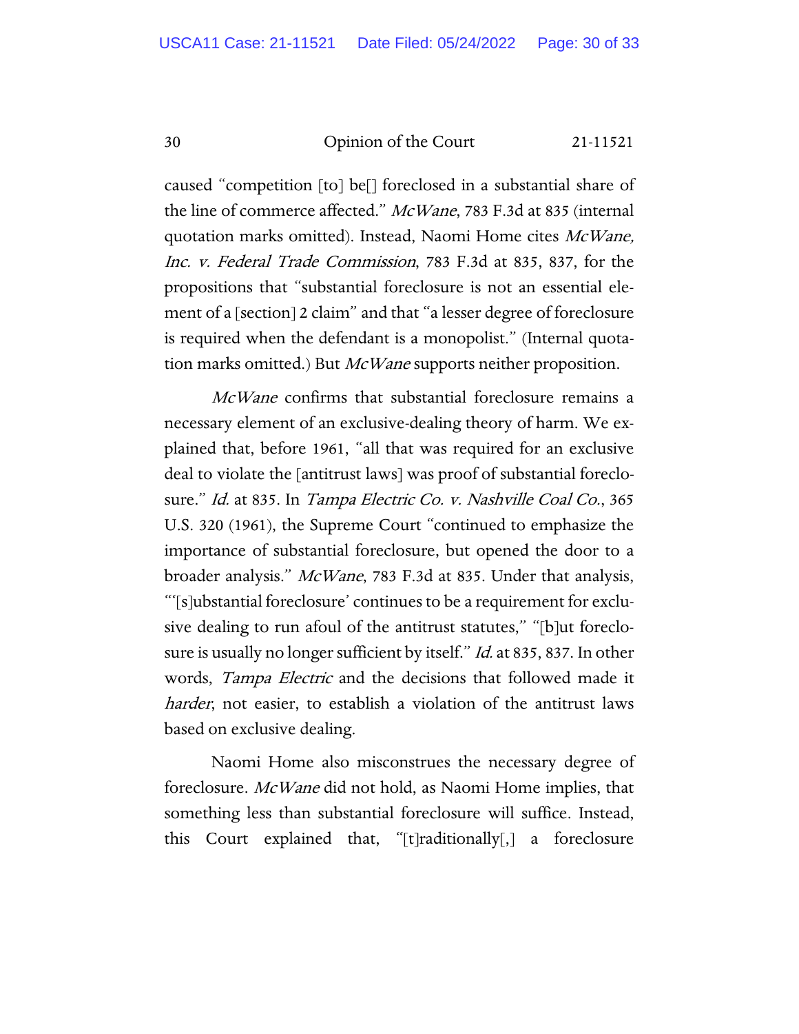caused "competition [to] be[] foreclosed in a substantial share of the line of commerce affected." *McWane*, 783 F.3d at 835 (internal quotation marks omitted). Instead, Naomi Home cites *McWane, Inc. v. Federal Trade Commission*, 783 F.3d at 835, 837, for the propositions that "substantial foreclosure is not an essential element of a [section] 2 claim" and that "a lesser degree of foreclosure is required when the defendant is a monopolist." (Internal quotation marks omitted.) But *McWane* supports neither proposition.

*McWane* confirms that substantial foreclosure remains a necessary element of an exclusive-dealing theory of harm. We explained that, before 1961, "all that was required for an exclusive deal to violate the [antitrust laws] was proof of substantial foreclosure." *Id.* at 835. In *Tampa Electric Co. v. Nashville Coal Co.*, 365 U.S. 320 (1961), the Supreme Court "continued to emphasize the importance of substantial foreclosure, but opened the door to a broader analysis." *McWane*, 783 F.3d at 835. Under that analysis, "'[s]ubstantial foreclosure' continues to be a requirement for exclusive dealing to run afoul of the antitrust statutes," "[b]ut foreclosure is usually no longer sufficient by itself." *Id.* at 835, 837. In other words, *Tampa Electric* and the decisions that followed made it *harder*, not easier, to establish a violation of the antitrust laws based on exclusive dealing.

Naomi Home also misconstrues the necessary degree of foreclosure. *McWane* did not hold, as Naomi Home implies, that something less than substantial foreclosure will suffice. Instead, this Court explained that, "[t]raditionally[,] a foreclosure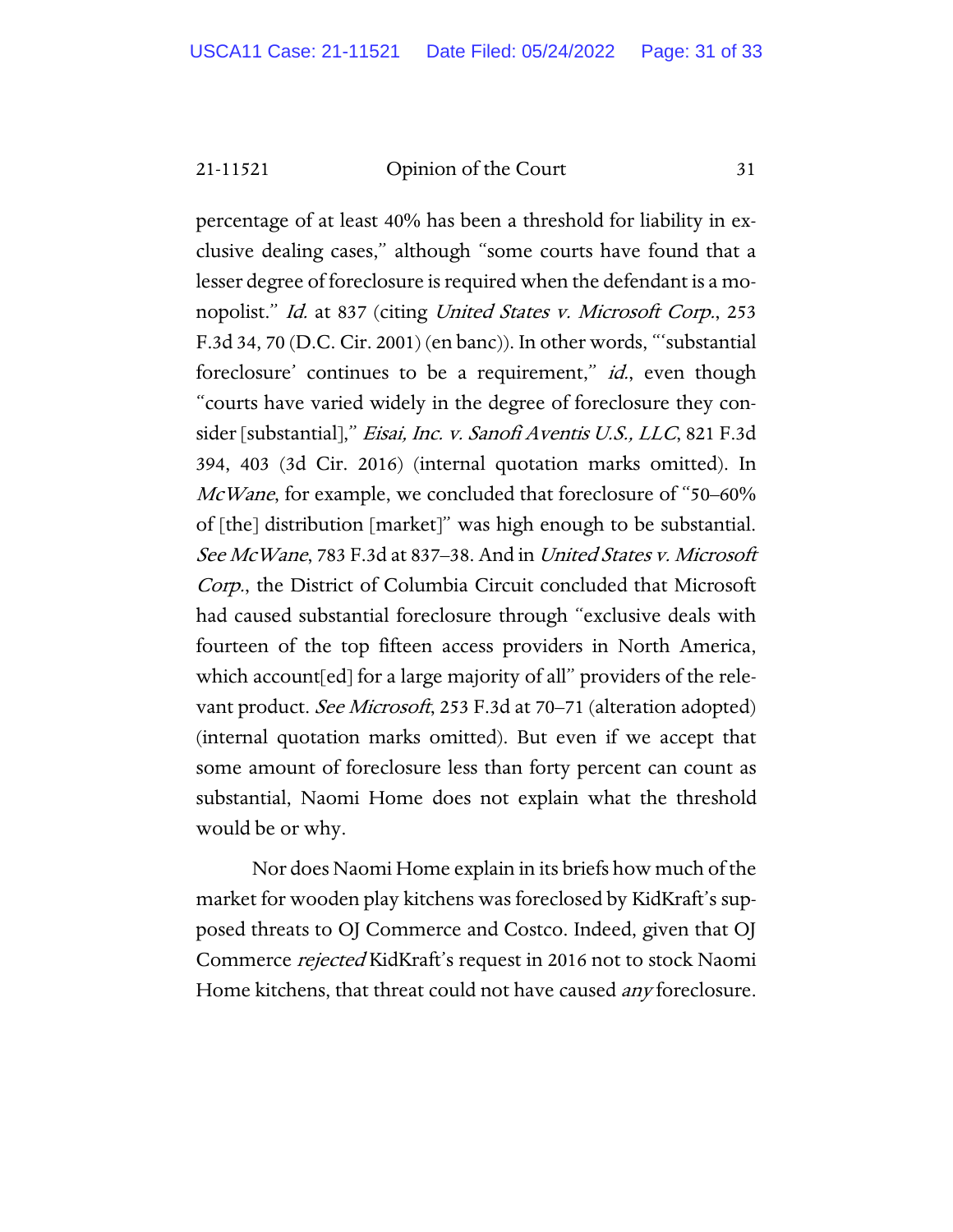percentage of at least 40% has been a threshold for liability in exclusive dealing cases," although "some courts have found that a lesser degree of foreclosure is required when the defendant is a monopolist." *Id.* at 837 (citing *United States v. Microsoft Corp.*, 253 F.3d 34, 70 (D.C. Cir. 2001) (en banc)). In other words, "'substantial foreclosure' continues to be a requirement," *id.*, even though "courts have varied widely in the degree of foreclosure they consider [substantial]," *Eisai, Inc. v. Sanofi Aventis U.S., LLC*, 821 F.3d 394, 403 (3d Cir. 2016) (internal quotation marks omitted). In *McWane*, for example, we concluded that foreclosure of "50–60% of [the] distribution [market]" was high enough to be substantial. *See McWane*, 783 F.3d at 837–38. And in *United States v. Microsoft Corp.*, the District of Columbia Circuit concluded that Microsoft had caused substantial foreclosure through "exclusive deals with fourteen of the top fifteen access providers in North America, which account[ed] for a large majority of all" providers of the relevant product. *See Microsoft*, 253 F.3d at 70–71 (alteration adopted) (internal quotation marks omitted). But even if we accept that some amount of foreclosure less than forty percent can count as substantial, Naomi Home does not explain what the threshold would be or why.

Nor does Naomi Home explain in its briefs how much of the market for wooden play kitchens was foreclosed by KidKraft's supposed threats to OJ Commerce and Costco. Indeed, given that OJ Commerce *rejected* KidKraft's request in 2016 not to stock Naomi Home kitchens, that threat could not have caused *any* foreclosure.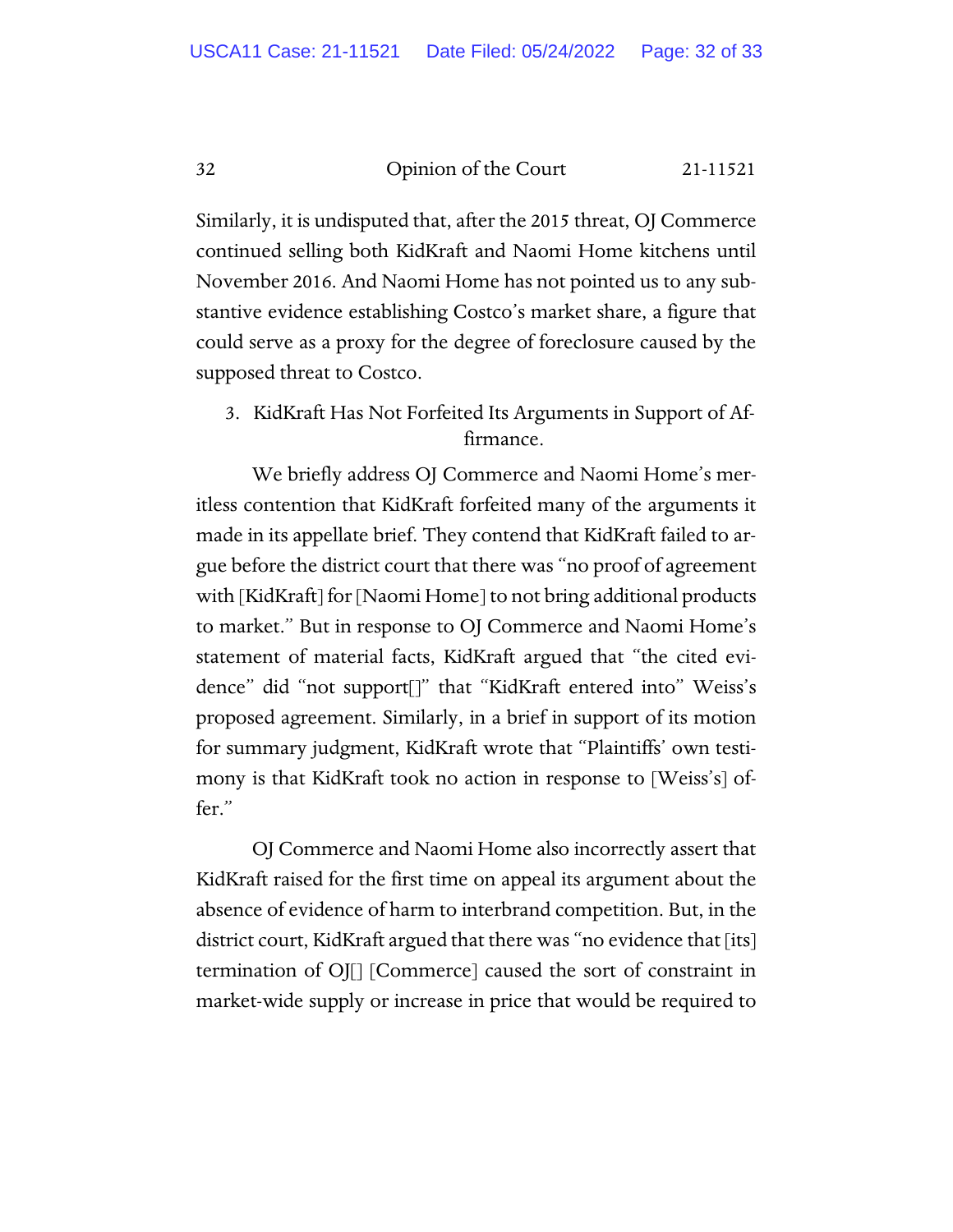Similarly, it is undisputed that, after the 2015 threat, OJ Commerce continued selling both KidKraft and Naomi Home kitchens until November 2016. And Naomi Home has not pointed us to any substantive evidence establishing Costco's market share, a figure that could serve as a proxy for the degree of foreclosure caused by the supposed threat to Costco.

### 3. KidKraft Has Not Forfeited Its Arguments in Support of Affirmance.

We briefly address OJ Commerce and Naomi Home's meritless contention that KidKraft forfeited many of the arguments it made in its appellate brief. They contend that KidKraft failed to argue before the district court that there was "no proof of agreement with [KidKraft] for [Naomi Home] to not bring additional products to market." But in response to OJ Commerce and Naomi Home's statement of material facts, KidKraft argued that "the cited evidence" did "not support[]" that "KidKraft entered into" Weiss's proposed agreement. Similarly, in a brief in support of its motion for summary judgment, KidKraft wrote that "Plaintiffs' own testimony is that KidKraft took no action in response to [Weiss's] offer."

OJ Commerce and Naomi Home also incorrectly assert that KidKraft raised for the first time on appeal its argument about the absence of evidence of harm to interbrand competition. But, in the district court, KidKraft argued that there was "no evidence that [its] termination of OJ[] [Commerce] caused the sort of constraint in market-wide supply or increase in price that would be required to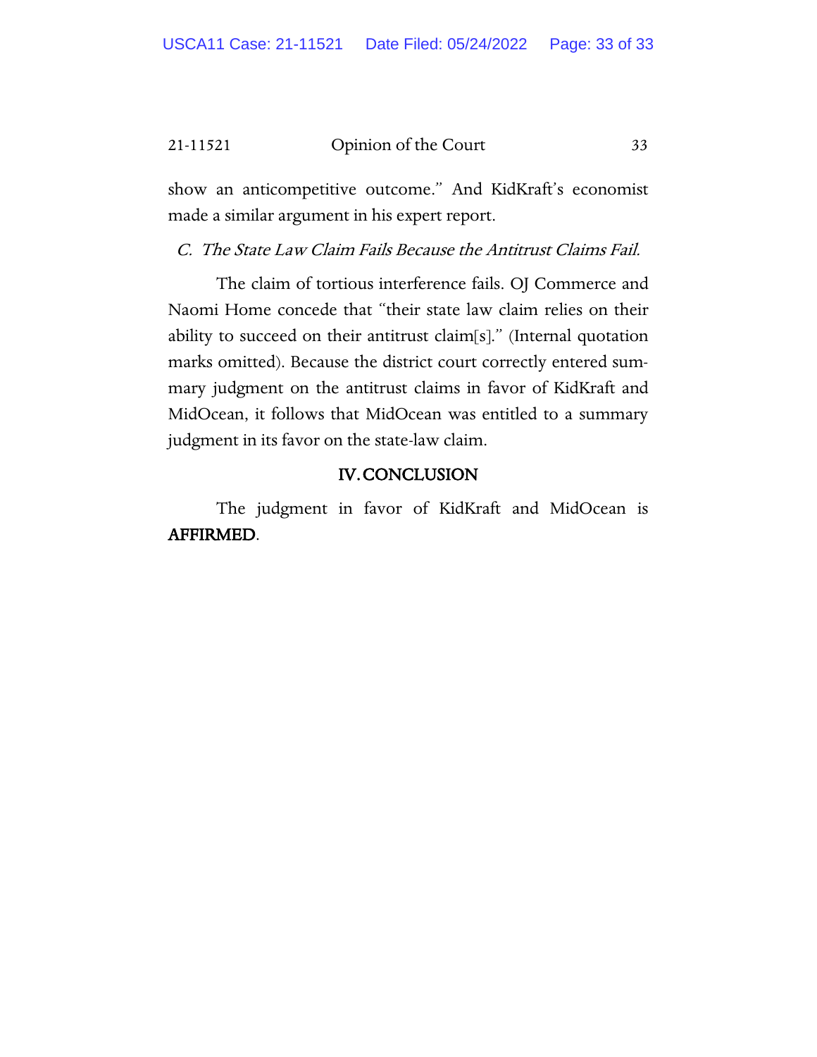show an anticompetitive outcome." And KidKraft's economist made a similar argument in his expert report.

### *C. The State Law Claim Fails Because the Antitrust Claims Fail.*

The claim of tortious interference fails. OJ Commerce and Naomi Home concede that "their state law claim relies on their ability to succeed on their antitrust claim[s]." (Internal quotation marks omitted). Because the district court correctly entered summary judgment on the antitrust claims in favor of KidKraft and MidOcean, it follows that MidOcean was entitled to a summary judgment in its favor on the state-law claim.

## IV. CONCLUSION

The judgment in favor of KidKraft and MidOcean is **AFFIRMED**.